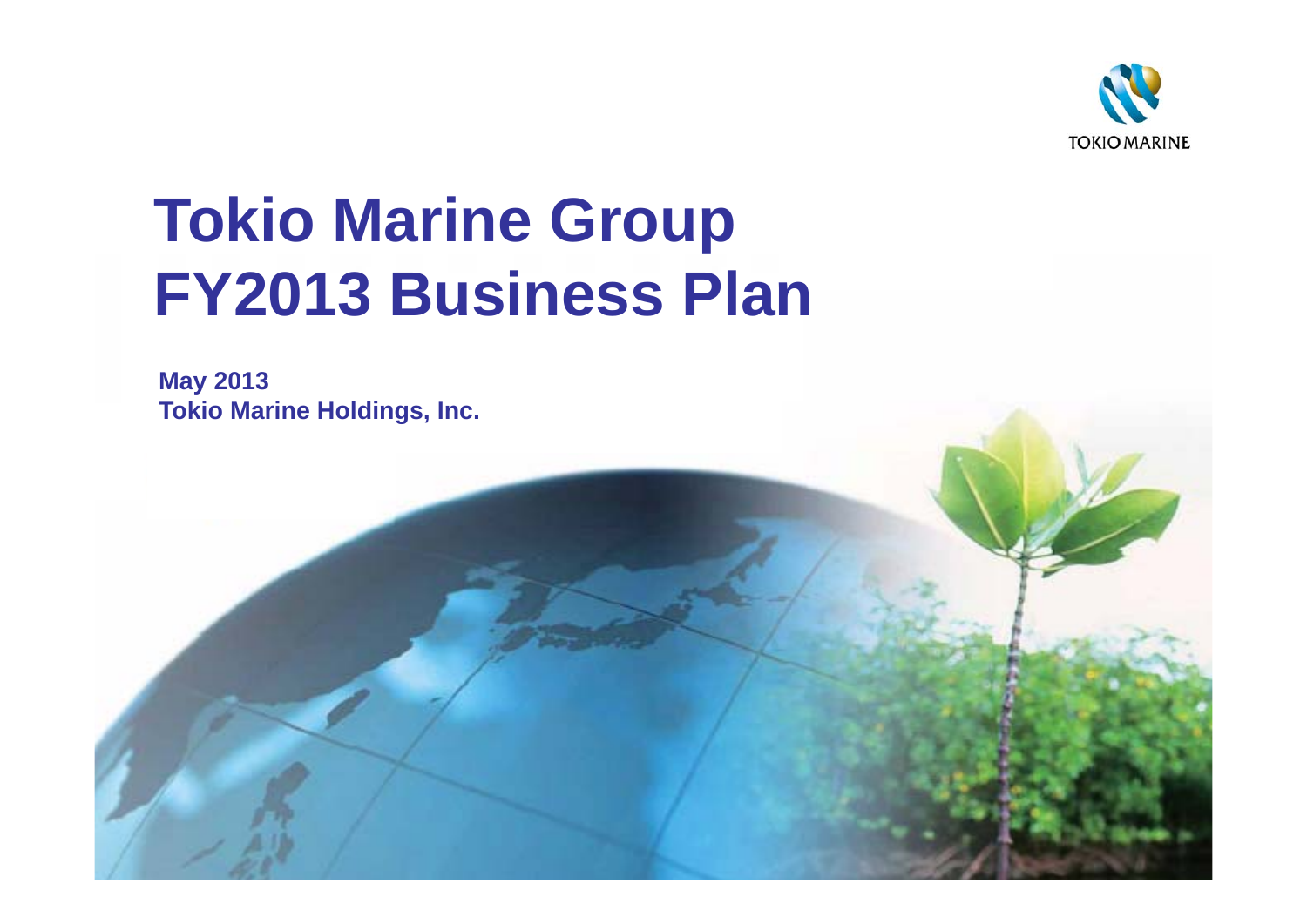TOKIO MARINE

# Tokio Marine Group FY2013 Business Plan

**May 2013**
**Tokio Marine Holdings, Inc.**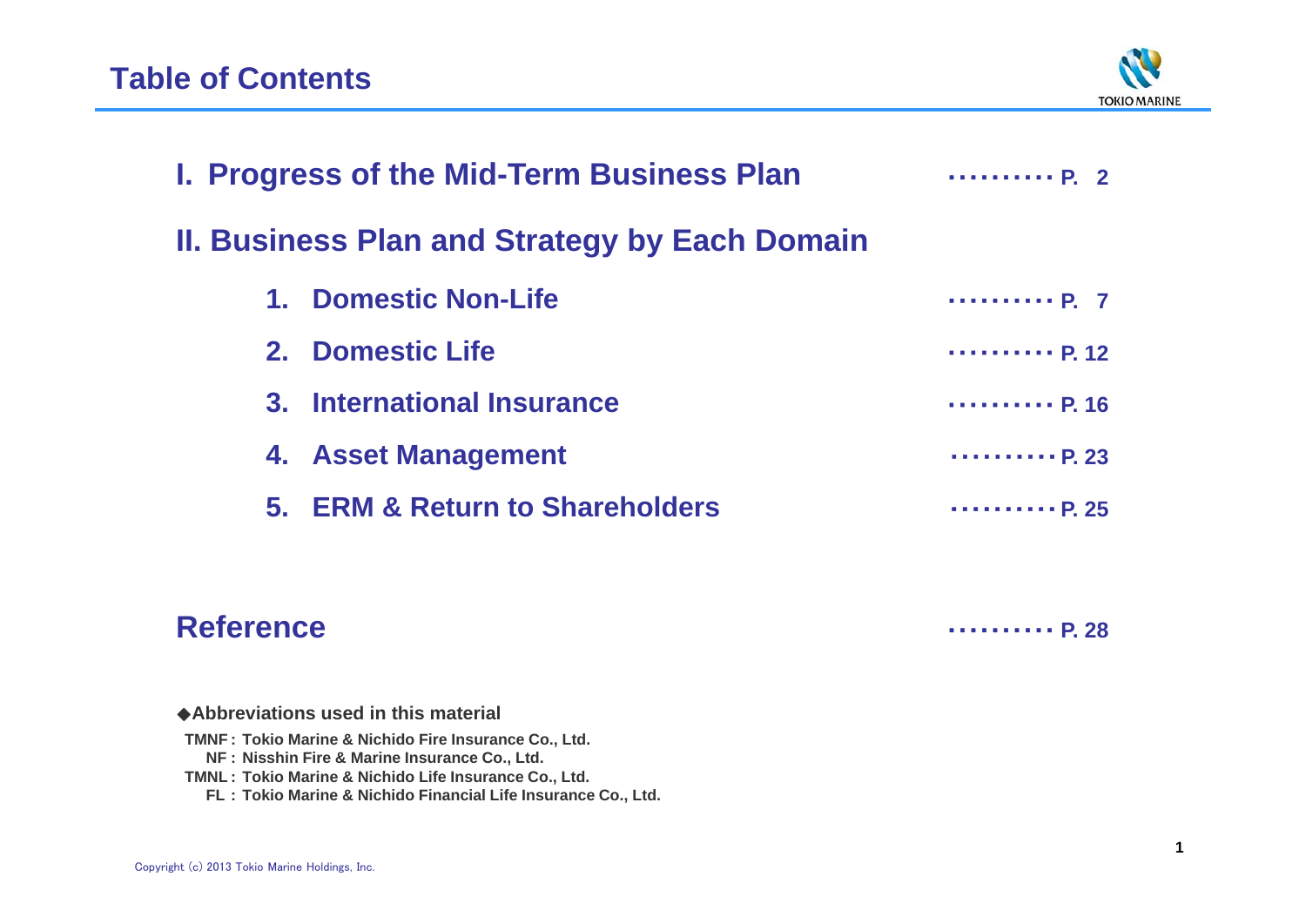# Table of Contents

**I. Progress of the Mid-Term Business Plan** ･･････････ P. 2

**II. Business Plan and Strategy by Each Domain**

1. **Domestic Non-Life** ･･････････ P. 7
2. **Domestic Life** ･･････････ P. 12
3. **International Insurance** ･･････････ P. 16
4. **Asset Management** ･･････････ P. 23
5. **ERM & Return to Shareholders** ･･････････ P. 25

**Reference** ･･････････ P. 28

◆**Abbreviations used in this material**

**TMNF : Tokio Marine & Nichido Fire Insurance Co., Ltd.**
**NF : Nisshin Fire & Marine Insurance Co., Ltd.**
**TMNL : Tokio Marine & Nichido Life Insurance Co., Ltd.**
**FL : Tokio Marine & Nichido Financial Life Insurance Co., Ltd.**

Copyright (c) 2013 Tokio Marine Holdings, Inc.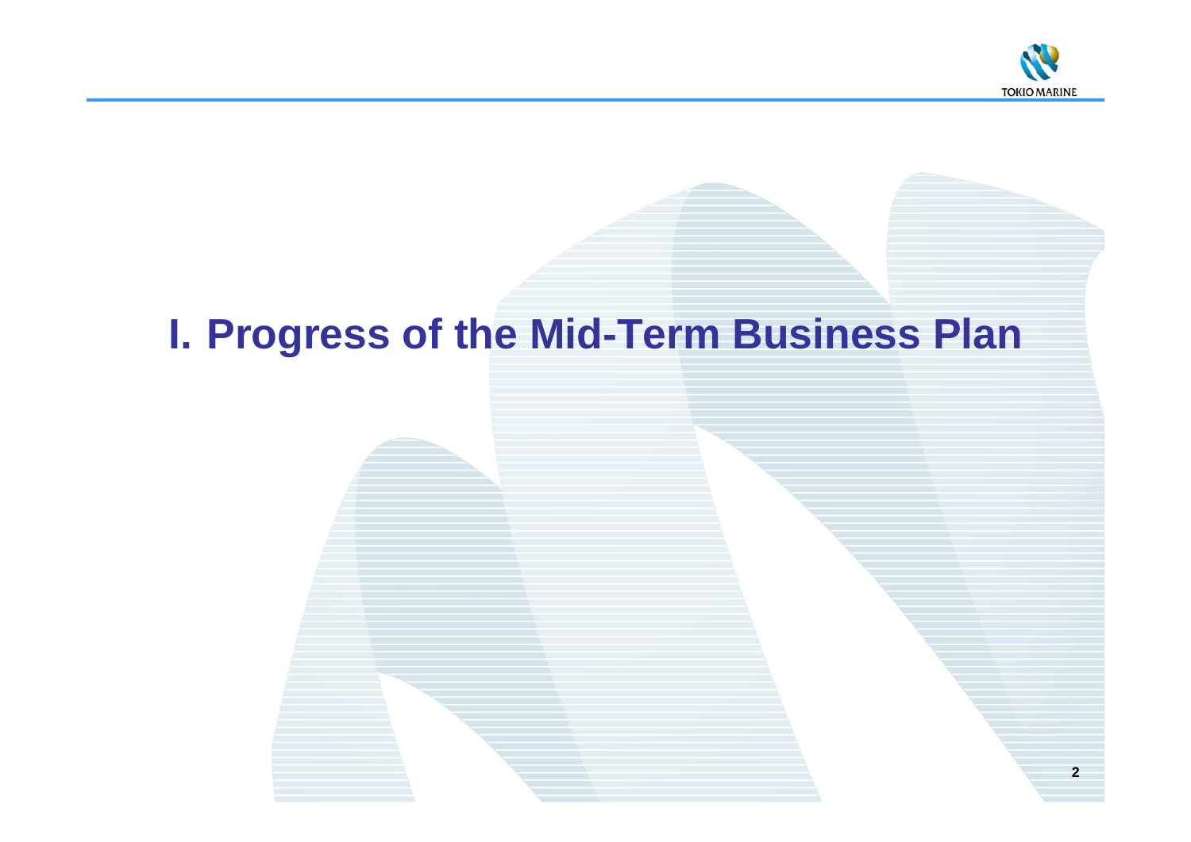# I. Progress of the Mid-Term Business Plan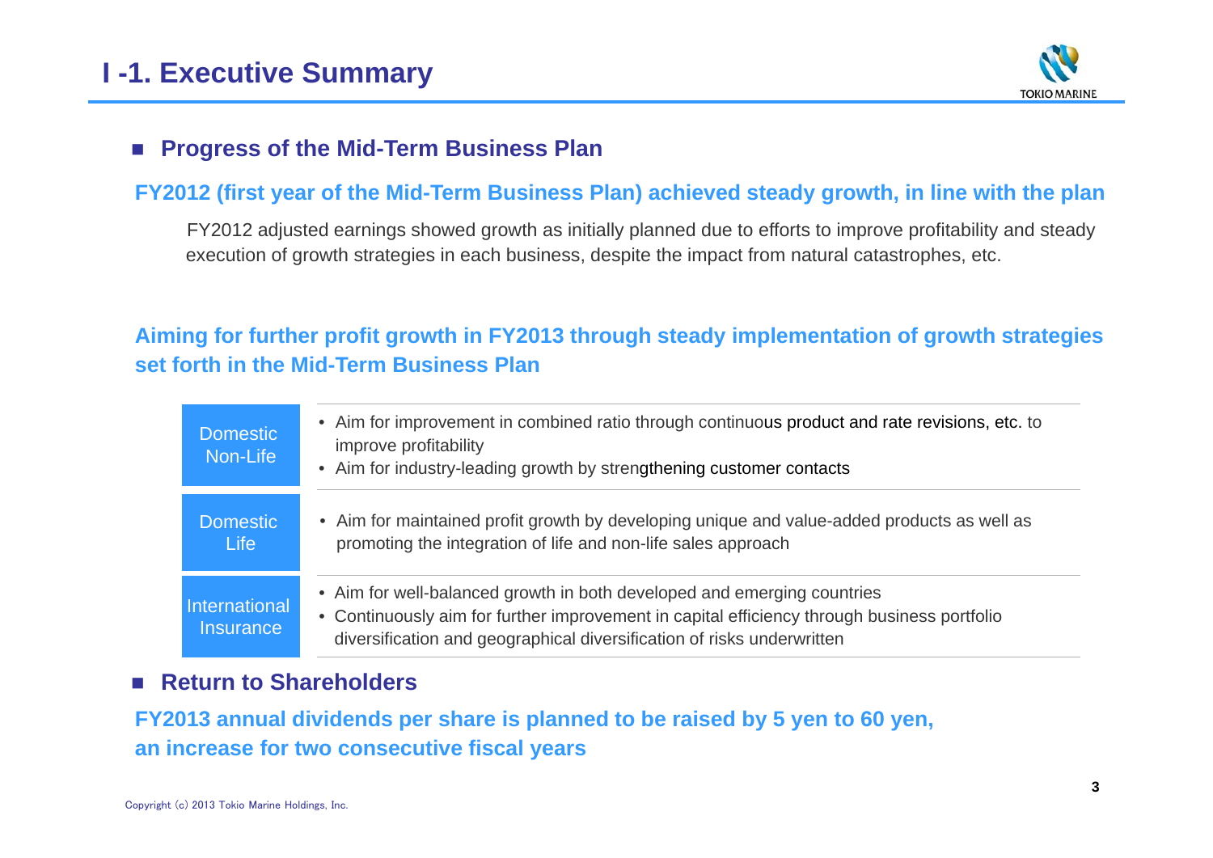# I -1. Executive Summary

## Progress of the Mid-Term Business Plan

**FY2012 (first year of the Mid-Term Business Plan) achieved steady growth, in line with the plan**

FY2012 adjusted earnings showed growth as initially planned due to efforts to improve profitability and steady execution of growth strategies in each business, despite the impact from natural catastrophes, etc.

**Aiming for further profit growth in FY2013 through steady implementation of growth strategies set forth in the Mid-Term Business Plan**

| | |
|---|---|
| Domestic Non-Life | • Aim for improvement in combined ratio through continuous product and rate revisions, etc. to improve profitability<br>• Aim for industry-leading growth by strengthening customer contacts |
| Domestic Life | • Aim for maintained profit growth by developing unique and value-added products as well as promoting the integration of life and non-life sales approach |
| International Insurance | • Aim for well-balanced growth in both developed and emerging countries<br>• Continuously aim for further improvement in capital efficiency through business portfolio diversification and geographical diversification of risks underwritten |

## Return to Shareholders

**FY2013 annual dividends per share is planned to be raised by 5 yen to 60 yen, an increase for two consecutive fiscal years**

Copyright (c) 2013 Tokio Marine Holdings, Inc.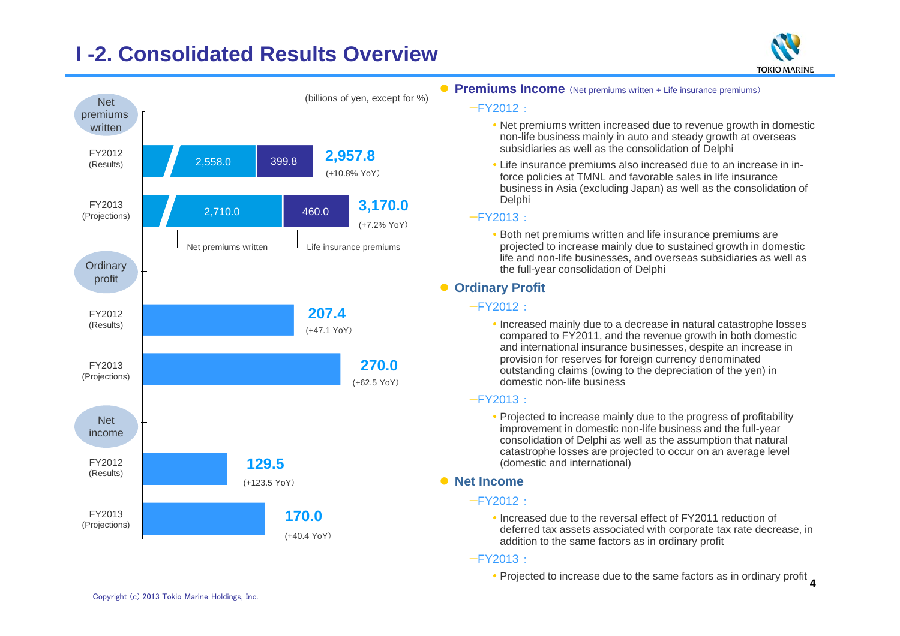# I -2. Consolidated Results Overview

(billions of yen, except for %)

| | | Net premiums written | Life insurance premiums | Total |
|---|---|---|---|---|
| Net premiums written | FY2012 (Results) | 2,558.0 | 399.8 | 2,957.8 (+10.8% YoY) |
| | FY2013 (Projections) | 2,710.0 | 460.0 | 3,170.0 (+7.2% YoY) |

| | | Amount |
|---|---|---|
| Ordinary profit | FY2012 (Results) | 207.4 (+47.1 YoY) |
| | FY2013 (Projections) | 270.0 (+62.5 YoY) |
| Net income | FY2012 (Results) | 129.5 (+123.5 YoY) |
| | FY2013 (Projections) | 170.0 (+40.4 YoY) |

- **Premiums Income** (Net premiums written + Life insurance premiums)
  - FY2012 :
    - Net premiums written increased due to revenue growth in domestic non-life business mainly in auto and steady growth at overseas subsidiaries as well as the consolidation of Delphi
    - Life insurance premiums also increased due to an increase in in-force policies at TMNL and favorable sales in life insurance business in Asia (excluding Japan) as well as the consolidation of Delphi
  - FY2013 :
    - Both net premiums written and life insurance premiums are projected to increase mainly due to sustained growth in domestic life and non-life businesses, and overseas subsidiaries as well as the full-year consolidation of Delphi
- **Ordinary Profit**
  - FY2012 :
    - Increased mainly due to a decrease in natural catastrophe losses compared to FY2011, and the revenue growth in both domestic and international insurance businesses, despite an increase in provision for reserves for foreign currency denominated outstanding claims (owing to the depreciation of the yen) in domestic non-life business
  - FY2013 :
    - Projected to increase mainly due to the progress of profitability improvement in domestic non-life business and the full-year consolidation of Delphi as well as the assumption that natural catastrophe losses are projected to occur on an average level (domestic and international)
- **Net Income**
  - FY2012 :
    - Increased due to the reversal effect of FY2011 reduction of deferred tax assets associated with corporate tax rate decrease, in addition to the same factors as in ordinary profit
  - FY2013 :
    - Projected to increase due to the same factors as in ordinary profit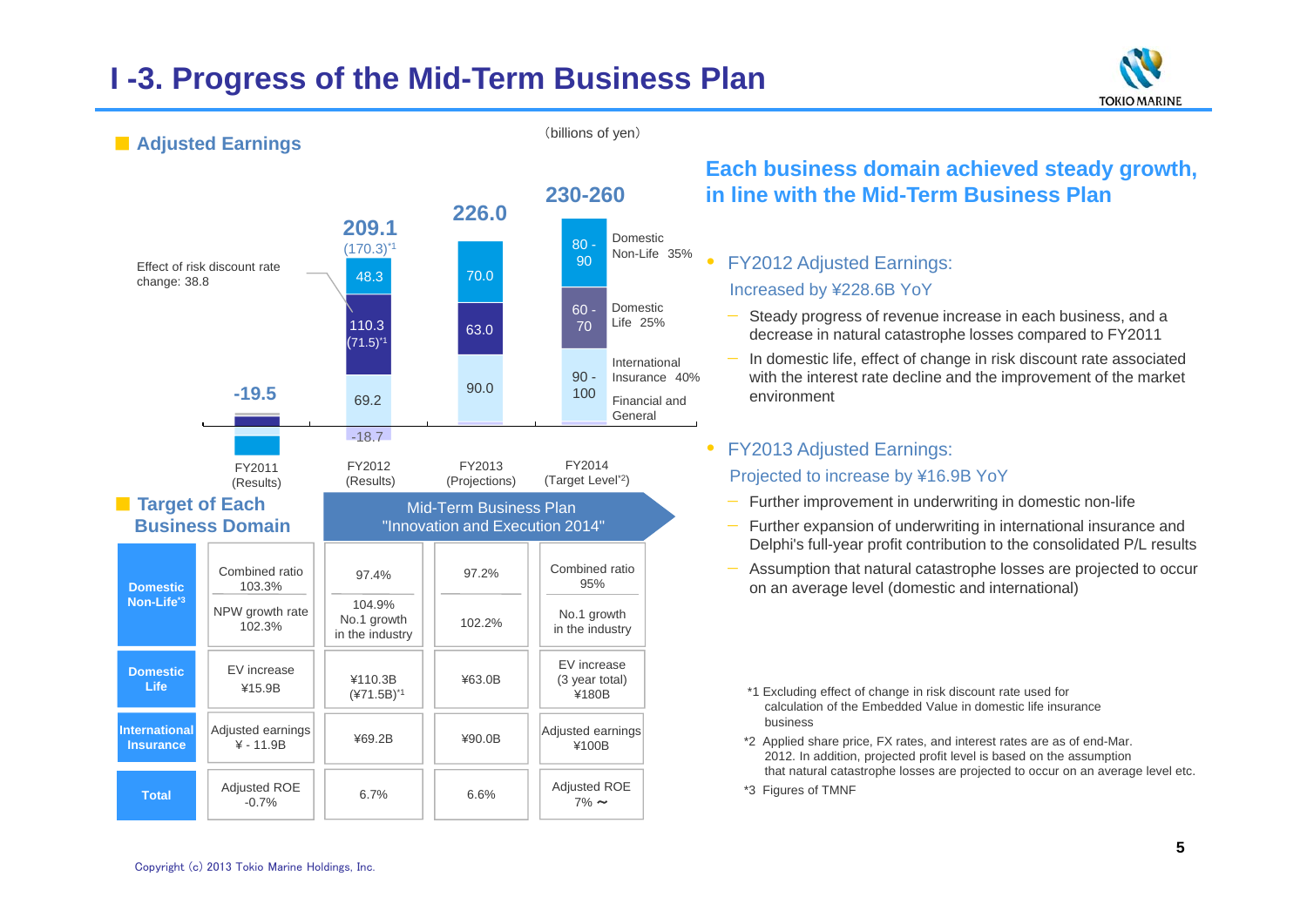# I -3. Progress of the Mid-Term Business Plan

## Adjusted Earnings

(billions of yen)

| | FY2011 (Results) | FY2012 (Results) | FY2013 (Projections) | FY2014 (Target Level[*2]) |
|---|---|---|---|---|
| Total | -19.5 | 209.1 (170.3)[*1] | 226.0 | 230-260 |
| Domestic Non-Life | | 48.3 | 70.0 | 80 - 90 (35%) |
| Domestic Life | | 110.3 (71.5)[*1] | 63.0 | 60 - 70 (25%) |
| International Insurance | | 69.2 | 90.0 | 90 - 100 (40%) |
| Financial and General | | -18.7 | | |

Effect of risk discount rate change: 38.8

## Each business domain achieved steady growth, in line with the Mid-Term Business Plan

- FY2012 Adjusted Earnings: Increased by ¥228.6B YoY
  - Steady progress of revenue increase in each business, and a decrease in natural catastrophe losses compared to FY2011
  - In domestic life, effect of change in risk discount rate associated with the interest rate decline and the improvement of the market environment
- FY2013 Adjusted Earnings: Projected to increase by ¥16.9B YoY
  - Further improvement in underwriting in domestic non-life
  - Further expansion of underwriting in international insurance and Delphi's full-year profit contribution to the consolidated P/L results
  - Assumption that natural catastrophe losses are projected to occur on an average level (domestic and international)

## Target of Each Business Domain

Mid-Term Business Plan "Innovation and Execution 2014"

| | FY2011 | FY2012 | FY2013 | FY2014 |
|---|---|---|---|---|
| Domestic Non-Life[*3] | Combined ratio 103.3% | 97.4% | 97.2% | Combined ratio 95% |
| | NPW growth rate 102.3% | 104.9% No.1 growth in the industry | 102.2% | No.1 growth in the industry |
| Domestic Life | EV increase ¥15.9B | ¥110.3B (¥71.5B)[*1] | ¥63.0B | EV increase (3 year total) ¥180B |
| International Insurance | Adjusted earnings ¥ - 11.9B | ¥69.2B | ¥90.0B | Adjusted earnings ¥100B |
| Total | Adjusted ROE -0.7% | 6.7% | 6.6% | Adjusted ROE 7% ～ |

*1 Excluding effect of change in risk discount rate used for calculation of the Embedded Value in domestic life insurance business

*2 Applied share price, FX rates, and interest rates are as of end-Mar. 2012. In addition, projected profit level is based on the assumption that natural catastrophe losses are projected to occur on an average level etc.

*3 Figures of TMNF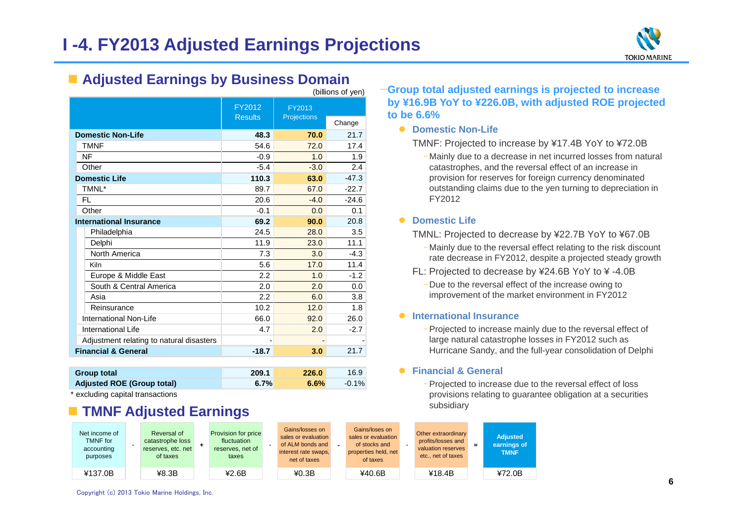# I -4. FY2013 Adjusted Earnings Projections

## Adjusted Earnings by Business Domain

(billions of yen)

| | FY2012 Results | FY2013 Projections | Change |
|---|---|---|---|
| **Domestic Non-Life** | **48.3** | **70.0** | 21.7 |
| TMNF | 54.6 | 72.0 | 17.4 |
| NF | -0.9 | 1.0 | 1.9 |
| Other | -5.4 | -3.0 | 2.4 |
| **Domestic Life** | **110.3** | **63.0** | -47.3 |
| TMNL* | 89.7 | 67.0 | -22.7 |
| FL | 20.6 | -4.0 | -24.6 |
| Other | -0.1 | 0.0 | 0.1 |
| **International Insurance** | **69.2** | **90.0** | 20.8 |
| Philadelphia | 24.5 | 28.0 | 3.5 |
| Delphi | 11.9 | 23.0 | 11.1 |
| North America | 7.3 | 3.0 | -4.3 |
| Kiln | 5.6 | 17.0 | 11.4 |
| Europe & Middle East | 2.2 | 1.0 | -1.2 |
| South & Central America | 2.0 | 2.0 | 0.0 |
| Asia | 2.2 | 6.0 | 3.8 |
| Reinsurance | 10.2 | 12.0 | 1.8 |
| International Non-Life | 66.0 | 92.0 | 26.0 |
| International Life | 4.7 | 2.0 | -2.7 |
| Adjustment relating to natural disasters | - | - | - |
| **Financial & General** | **-18.7** | **3.0** | 21.7 |
| **Group total** | **209.1** | **226.0** | 16.9 |
| **Adjusted ROE (Group total)** | **6.7%** | **6.6%** | -0.1% |

\* excluding capital transactions

- **Group total adjusted earnings is projected to increase by ¥16.9B YoY to ¥226.0B, with adjusted ROE projected to be 6.6%**
  - **Domestic Non-Life**
    
    TMNF: Projected to increase by ¥17.4B YoY to ¥72.0B
    - Mainly due to a decrease in net incurred losses from natural catastrophes, and the reversal effect of an increase in provision for reserves for foreign currency denominated outstanding claims due to the yen turning to depreciation in FY2012
  - **Domestic Life**
    
    TMNL: Projected to decrease by ¥22.7B YoY to ¥67.0B
    - Mainly due to the reversal effect relating to the risk discount rate decrease in FY2012, despite a projected steady growth
    
    FL: Projected to decrease by ¥24.6B YoY to ¥ -4.0B
    - Due to the reversal effect of the increase owing to improvement of the market environment in FY2012
  - **International Insurance**
    - Projected to increase mainly due to the reversal effect of large natural catastrophe losses in FY2012 such as Hurricane Sandy, and the full-year consolidation of Delphi
  - **Financial & General**
    - Projected to increase due to the reversal effect of loss provisions relating to guarantee obligation at a securities subsidiary

## TMNF Adjusted Earnings

| Net income of TMNF for accounting purposes | - | Reversal of catastrophe loss reserves, etc. net of taxes | + | Provision for price fluctuation reserves, net of taxes | - | Gains/losses on sales or evaluation of ALM bonds and interest rate swaps, net of taxes | - | Gains/loses on sales or evaluation of stocks and properties held, net of taxes | - | Other extraordinary profits/losses and valuation reserves etc., net of taxes | = | Adjusted earnings of TMNF |
|---|---|---|---|---|---|---|---|---|---|---|---|---|
| ¥137.0B | | ¥8.3B | | ¥2.6B | | ¥0.3B | | ¥40.6B | | ¥18.4B | | ¥72.0B |

Copyright (c) 2013 Tokio Marine Holdings, Inc.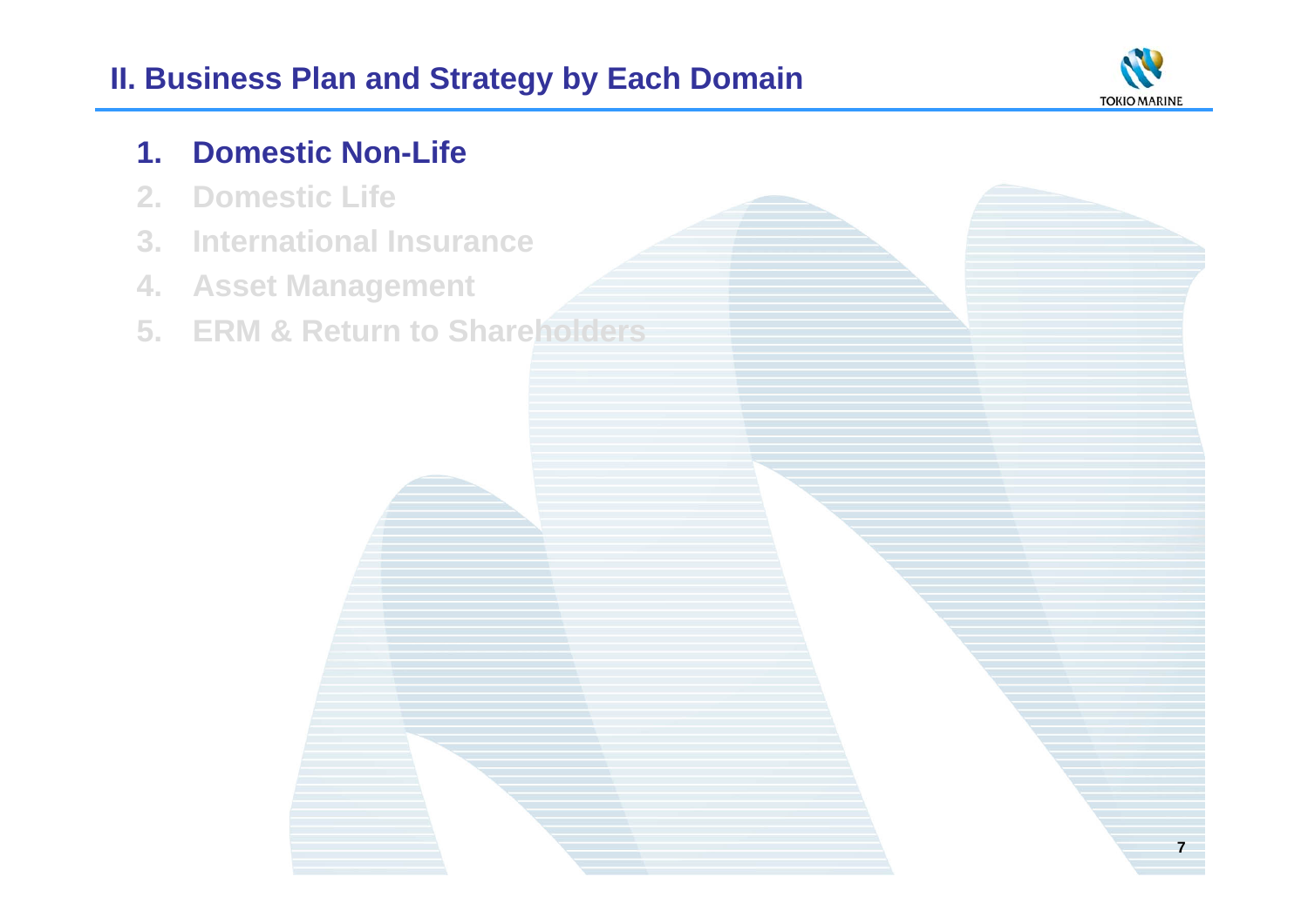## II. Business Plan and Strategy by Each Domain

1. **Domestic Non-Life**
2. Domestic Life
3. International Insurance
4. Asset Management
5. ERM & Return to Shareholders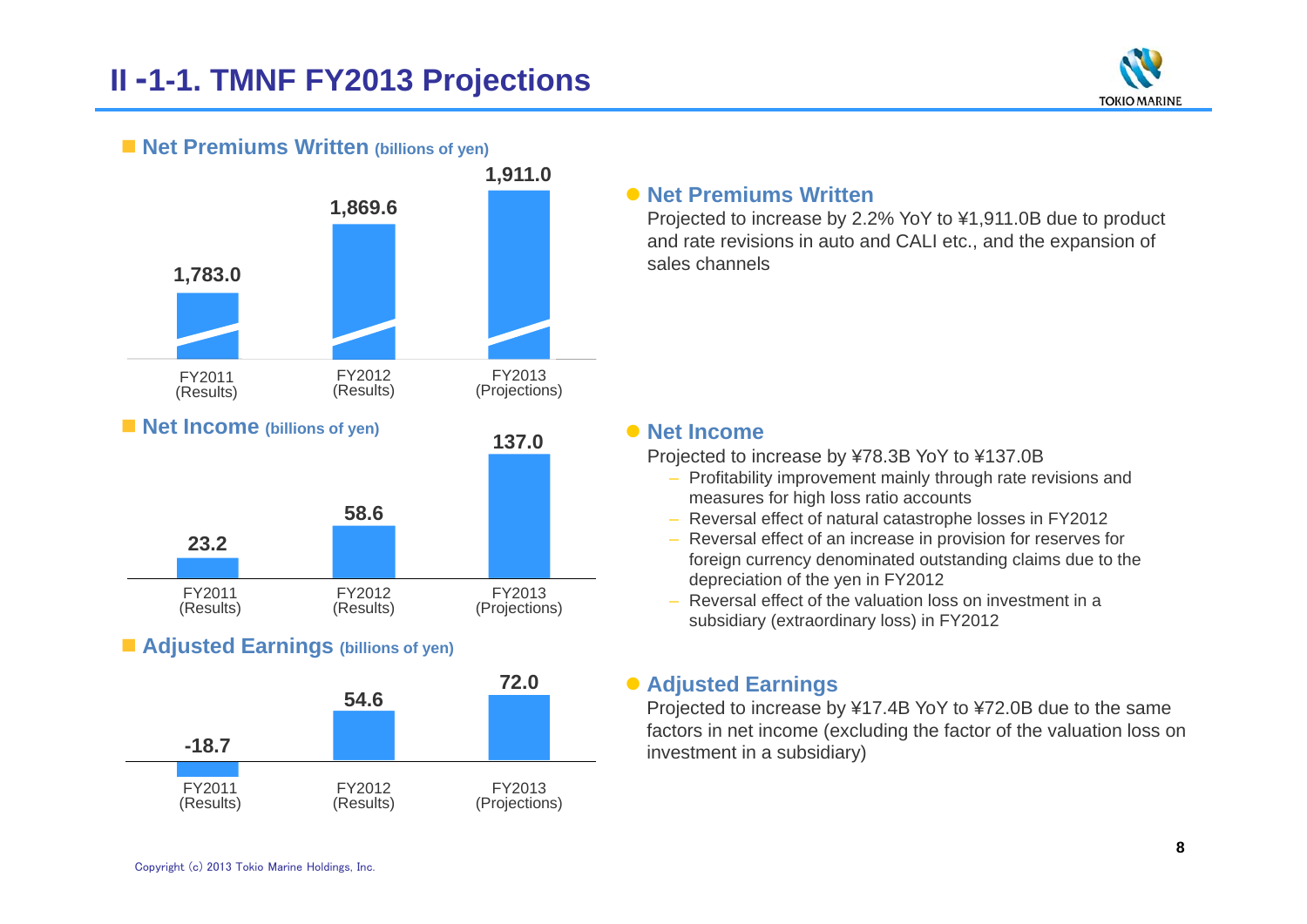# II -1-1. TMNF FY2013 Projections

## Net Premiums Written (billions of yen)

| | FY2011 (Results) | FY2012 (Results) | FY2013 (Projections) |
|---|---|---|---|
| Net Premiums Written | 1,783.0 | 1,869.6 | 1,911.0 |

## Net Income (billions of yen)

| | FY2011 (Results) | FY2012 (Results) | FY2013 (Projections) |
|---|---|---|---|
| Net Income | 23.2 | 58.6 | 137.0 |

## Adjusted Earnings (billions of yen)

| | FY2011 (Results) | FY2012 (Results) | FY2013 (Projections) |
|---|---|---|---|
| Adjusted Earnings | -18.7 | 54.6 | 72.0 |

### Net Premiums Written

Projected to increase by 2.2% YoY to ¥1,911.0B due to product and rate revisions in auto and CALI etc., and the expansion of sales channels

### Net Income

Projected to increase by ¥78.3B YoY to ¥137.0B

- Profitability improvement mainly through rate revisions and measures for high loss ratio accounts
- Reversal effect of natural catastrophe losses in FY2012
- Reversal effect of an increase in provision for reserves for foreign currency denominated outstanding claims due to the depreciation of the yen in FY2012
- Reversal effect of the valuation loss on investment in a subsidiary (extraordinary loss) in FY2012

### Adjusted Earnings

Projected to increase by ¥17.4B YoY to ¥72.0B due to the same factors in net income (excluding the factor of the valuation loss on investment in a subsidiary)

Copyright (c) 2013 Tokio Marine Holdings, Inc.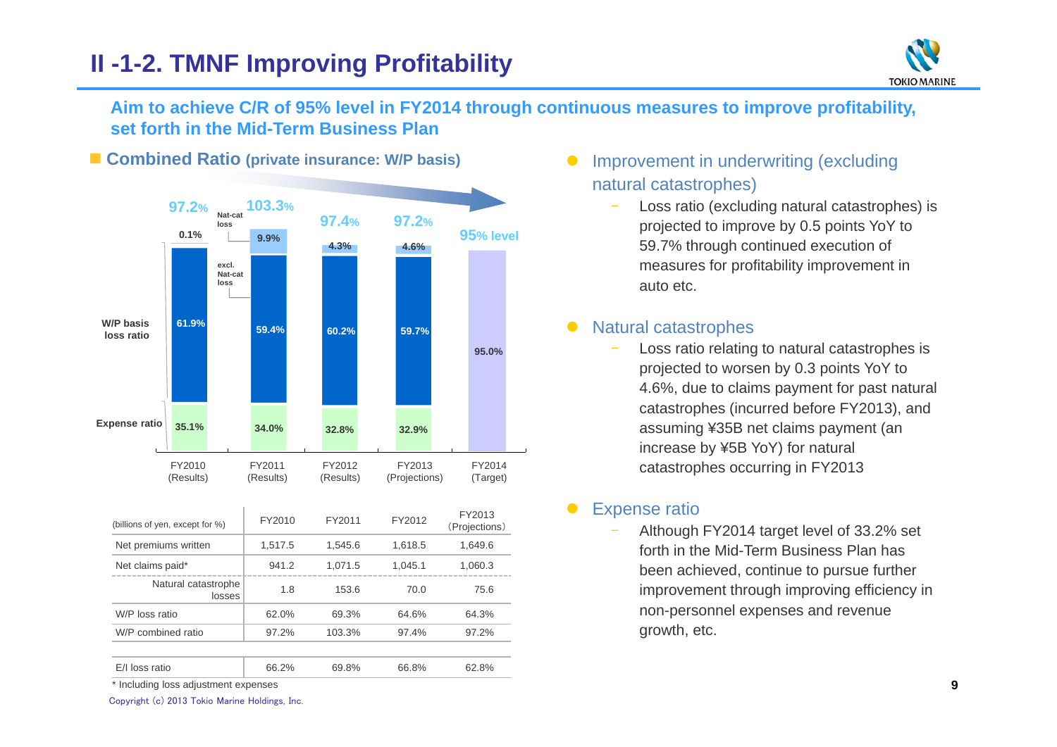# II -1-2. TMNF Improving Profitability

**Aim to achieve C/R of 95% level in FY2014 through continuous measures to improve profitability, set forth in the Mid-Term Business Plan**

## Combined Ratio (private insurance: W/P basis)

| | FY2010 (Results) | FY2011 (Results) | FY2012 (Results) | FY2013 (Projections) | FY2014 (Target) |
|---|---|---|---|---|---|
| Combined ratio | 97.2% | 103.3% | 97.4% | 97.2% | 95% level |
| Nat-cat loss | 0.1% | 9.9% | 4.3% | 4.6% | |
| W/P basis loss ratio (excl. Nat-cat loss) | 61.9% | 59.4% | 60.2% | 59.7% | 95.0% |
| Expense ratio | 35.1% | 34.0% | 32.8% | 32.9% | |

| (billions of yen, except for %) | FY2010 | FY2011 | FY2012 | FY2013 (Projections) |
|---|---|---|---|---|
| Net premiums written | 1,517.5 | 1,545.6 | 1,618.5 | 1,649.6 |
| Net claims paid* | 941.2 | 1,071.5 | 1,045.1 | 1,060.3 |
| Natural catastrophe losses | 1.8 | 153.6 | 70.0 | 75.6 |
| W/P loss ratio | 62.0% | 69.3% | 64.6% | 64.3% |
| W/P combined ratio | 97.2% | 103.3% | 97.4% | 97.2% |
| E/I loss ratio | 66.2% | 69.8% | 66.8% | 62.8% |

\* Including loss adjustment expenses

- **Improvement in underwriting (excluding natural catastrophes)**
  - Loss ratio (excluding natural catastrophes) is projected to improve by 0.5 points YoY to 59.7% through continued execution of measures for profitability improvement in auto etc.
- **Natural catastrophes**
  - Loss ratio relating to natural catastrophes is projected to worsen by 0.3 points YoY to 4.6%, due to claims payment for past natural catastrophes (incurred before FY2013), and assuming ¥35B net claims payment (an increase by ¥5B YoY) for natural catastrophes occurring in FY2013
- **Expense ratio**
  - Although FY2014 target level of 33.2% set forth in the Mid-Term Business Plan has been achieved, continue to pursue further improvement through improving efficiency in non-personnel expenses and revenue growth, etc.

Copyright (c) 2013 Tokio Marine Holdings, Inc.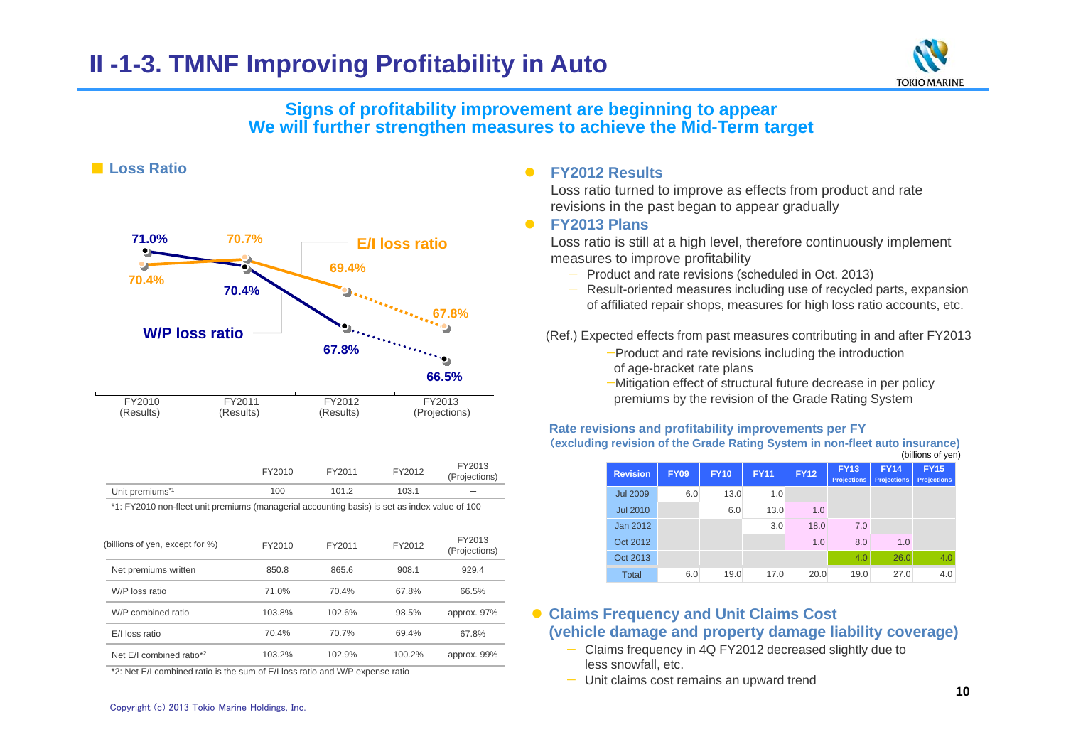# II -1-3. TMNF Improving Profitability in Auto

**Signs of profitability improvement are beginning to appear**
**We will further strengthen measures to achieve the Mid-Term target**

## Loss Ratio

| | FY2010 (Results) | FY2011 (Results) | FY2012 (Results) | FY2013 (Projections) |
|---|---|---|---|---|
| E/I loss ratio | 70.4% | 70.7% | 69.4% | 67.8% |
| W/P loss ratio | 71.0% | 70.4% | 67.8% | 66.5% |

| | FY2010 | FY2011 | FY2012 | FY2013 (Projections) |
|---|---|---|---|---|
| Unit premiums*1 | 100 | 101.2 | 103.1 | — |

*1: FY2010 non-fleet unit premiums (managerial accounting basis) is set as index value of 100

| (billions of yen, except for %) | FY2010 | FY2011 | FY2012 | FY2013 (Projections) |
|---|---|---|---|---|
| Net premiums written | 850.8 | 865.6 | 908.1 | 929.4 |
| W/P loss ratio | 71.0% | 70.4% | 67.8% | 66.5% |
| W/P combined ratio | 103.8% | 102.6% | 98.5% | approx. 97% |
| E/I loss ratio | 70.4% | 70.7% | 69.4% | 67.8% |
| Net E/I combined ratio*2 | 103.2% | 102.9% | 100.2% | approx. 99% |

*2: Net E/I combined ratio is the sum of E/I loss ratio and W/P expense ratio

- **FY2012 Results**

  Loss ratio turned to improve as effects from product and rate revisions in the past began to appear gradually

- **FY2013 Plans**

  Loss ratio is still at a high level, therefore continuously implement measures to improve profitability
  - Product and rate revisions (scheduled in Oct. 2013)
  - Result-oriented measures including use of recycled parts, expansion of affiliated repair shops, measures for high loss ratio accounts, etc.

(Ref.) Expected effects from past measures contributing in and after FY2013
- Product and rate revisions including the introduction of age-bracket rate plans
- Mitigation effect of structural future decrease in per policy premiums by the revision of the Grade Rating System

**Rate revisions and profitability improvements per FY**
**(excluding revision of the Grade Rating System in non-fleet auto insurance)**

(billions of yen)

| Revision | FY09 | FY10 | FY11 | FY12 | FY13 Projections | FY14 Projections | FY15 Projections |
|---|---|---|---|---|---|---|---|
| Jul 2009 | 6.0 | 13.0 | 1.0 | | | | |
| Jul 2010 | | 6.0 | 13.0 | 1.0 | | | |
| Jan 2012 | | | 3.0 | 18.0 | 7.0 | | |
| Oct 2012 | | | | 1.0 | 8.0 | 1.0 | |
| Oct 2013 | | | | | 4.0 | 26.0 | 4.0 |
| Total | 6.0 | 19.0 | 17.0 | 20.0 | 19.0 | 27.0 | 4.0 |

- **Claims Frequency and Unit Claims Cost (vehicle damage and property damage liability coverage)**
  - Claims frequency in 4Q FY2012 decreased slightly due to less snowfall, etc.
  - Unit claims cost remains an upward trend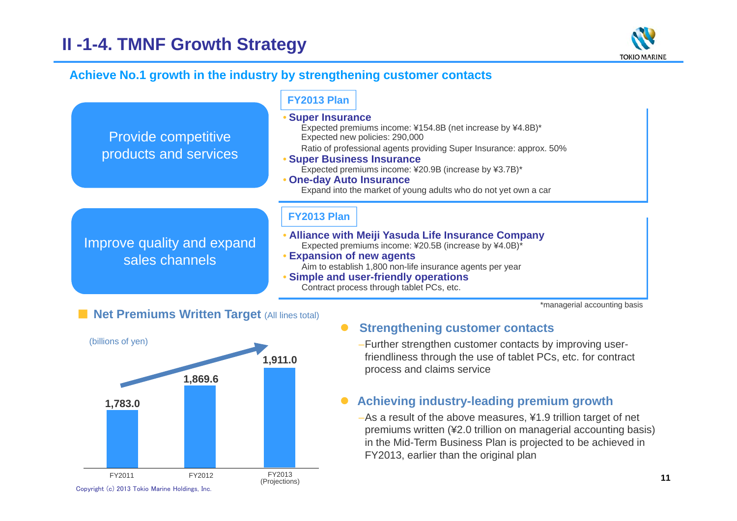# II -1-4. TMNF Growth Strategy

**Achieve No.1 growth in the industry by strengthening customer contacts**

## Provide competitive products and services

**FY2013 Plan**

- **Super Insurance**
  Expected premiums income: ¥154.8B (net increase by ¥4.8B)*
  Expected new policies: 290,000
  Ratio of professional agents providing Super Insurance: approx. 50%
- **Super Business Insurance**
  Expected premiums income: ¥20.9B (increase by ¥3.7B)*
- **One-day Auto Insurance**
  Expand into the market of young adults who do not yet own a car

## Improve quality and expand sales channels

**FY2013 Plan**

- **Alliance with Meiji Yasuda Life Insurance Company**
  Expected premiums income: ¥20.5B (increase by ¥4.0B)*
- **Expansion of new agents**
  Aim to establish 1,800 non-life insurance agents per year
- **Simple and user-friendly operations**
  Contract process through tablet PCs, etc.

*managerial accounting basis

### Net Premiums Written Target (All lines total)

(billions of yen)

| FY2011 | FY2012 | FY2013 (Projections) |
|---|---|---|
| 1,783.0 | 1,869.6 | 1,911.0 |

- **Strengthening customer contacts**
  – Further strengthen customer contacts by improving user-friendliness through the use of tablet PCs, etc. for contract process and claims service

- **Achieving industry-leading premium growth**
  – As a result of the above measures, ¥1.9 trillion target of net premiums written (¥2.0 trillion on managerial accounting basis) in the Mid-Term Business Plan is projected to be achieved in FY2013, earlier than the original plan

Copyright (c) 2013 Tokio Marine Holdings, Inc.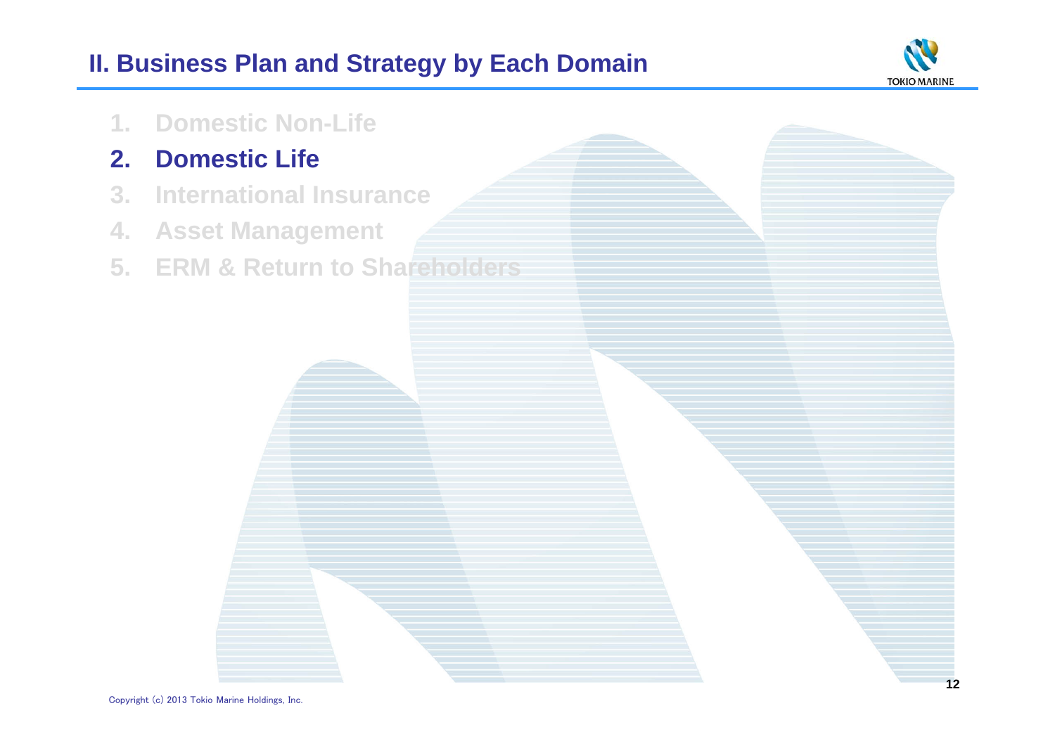# II. Business Plan and Strategy by Each Domain

1. Domestic Non-Life
2. **Domestic Life**
3. International Insurance
4. Asset Management
5. ERM & Return to Shareholders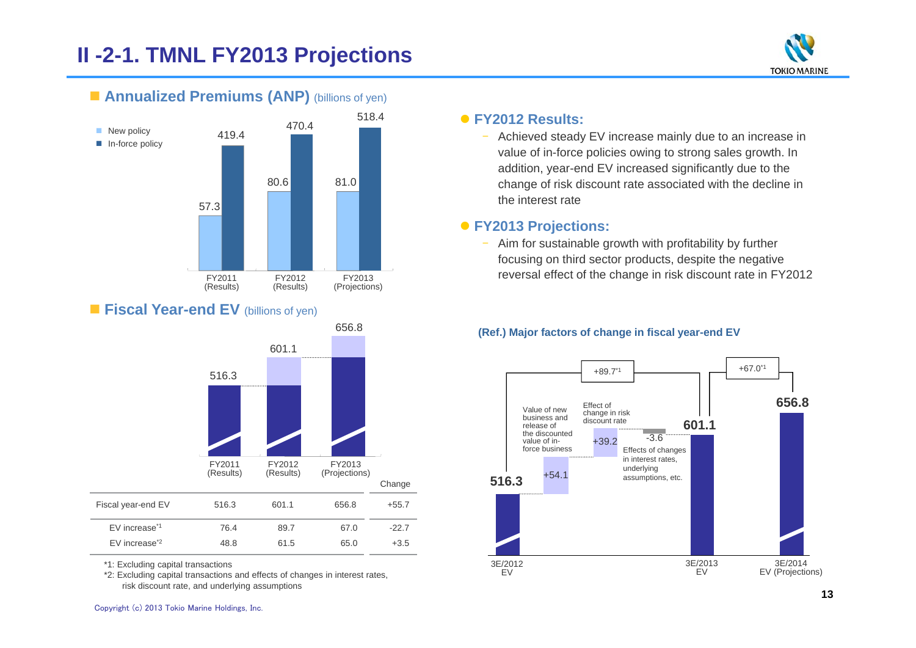# II -2-1. TMNL FY2013 Projections

## Annualized Premiums (ANP) (billions of yen)

| | FY2011 (Results) | FY2012 (Results) | FY2013 (Projections) |
|---|---|---|---|
| New policy | 57.3 | 80.6 | 81.0 |
| In-force policy | 419.4 | 470.4 | 518.4 |

## Fiscal Year-end EV (billions of yen)

| | FY2011 (Results) | FY2012 (Results) | FY2013 (Projections) | Change |
|---|---|---|---|---|
| Fiscal year-end EV | 516.3 | 601.1 | 656.8 | +55.7 |
| EV increase[*1] | 76.4 | 89.7 | 67.0 | -22.7 |
| EV increase[*2] | 48.8 | 61.5 | 65.0 | +3.5 |

*1: Excluding capital transactions

*2: Excluding capital transactions and effects of changes in interest rates, risk discount rate, and underlying assumptions

- **FY2012 Results:**
  - Achieved steady EV increase mainly due to an increase in value of in-force policies owing to strong sales growth. In addition, year-end EV increased significantly due to the change of risk discount rate associated with the decline in the interest rate
- **FY2013 Projections:**
  - Aim for sustainable growth with profitability by further focusing on third sector products, despite the negative reversal effect of the change in risk discount rate in FY2012

**(Ref.) Major factors of change in fiscal year-end EV**

| Item | Amount |
|---|---|
| 3E/2012 EV | 516.3 |
| Value of new business and release of the discounted value of in-force business | +54.1 |
| Effect of change in risk discount rate | +39.2 |
| Effects of changes in interest rates, underlying assumptions, etc. | -3.6 |
| 3E/2013 EV | 601.1 (+89.7[*1]) |
| 3E/2014 EV (Projections) | 656.8 (+67.0[*1]) |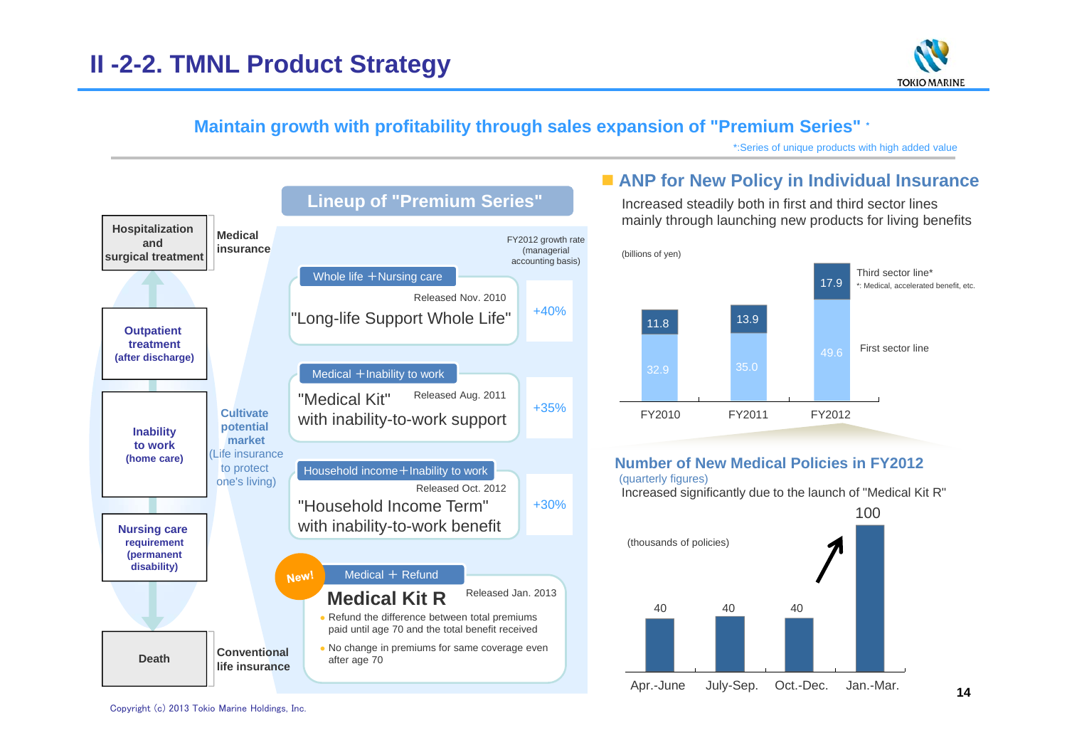# II -2-2. TMNL Product Strategy

## Maintain growth with profitability through sales expansion of "Premium Series" *

*:Series of unique products with high added value

### Lineup of "Premium Series"

| Coverage | Market |
|---|---|
| Hospitalization and surgical treatment | Medical insurance |
| Outpatient treatment (after discharge) | Cultivate potential market (Life insurance to protect one's living) |
| Inability to work (home care) | |
| Nursing care requirement (permanent disability) | |
| Death | Conventional life insurance |

| Product | FY2012 growth rate (managerial accounting basis) |
|---|---|
| Whole life ＋Nursing care — "Long-life Support Whole Life" (Released Nov. 2010) | +40% |
| Medical ＋Inability to work — "Medical Kit" with inability-to-work support (Released Aug. 2011) | +35% |
| Household income＋Inability to work — "Household Income Term" with inability-to-work benefit (Released Oct. 2012) | +30% |

**New!** Medical ＋ Refund

**Medical Kit R** — Released Jan. 2013

- Refund the difference between total premiums paid until age 70 and the total benefit received
- No change in premiums for same coverage even after age 70

### ANP for New Policy in Individual Insurance

Increased steadily both in first and third sector lines mainly through launching new products for living benefits

(billions of yen)

| | FY2010 | FY2011 | FY2012 |
|---|---|---|---|
| Third sector line* | 11.8 | 13.9 | 17.9 |
| First sector line | 32.9 | 35.0 | 49.6 |

*: Medical, accelerated benefit, etc.

### Number of New Medical Policies in FY2012

(quarterly figures)

Increased significantly due to the launch of "Medical Kit R"

(thousands of policies)

| Apr.-June | July-Sep. | Oct.-Dec. | Jan.-Mar. |
|---|---|---|---|
| 40 | 40 | 40 | 100 |

Copyright (c) 2013 Tokio Marine Holdings, Inc.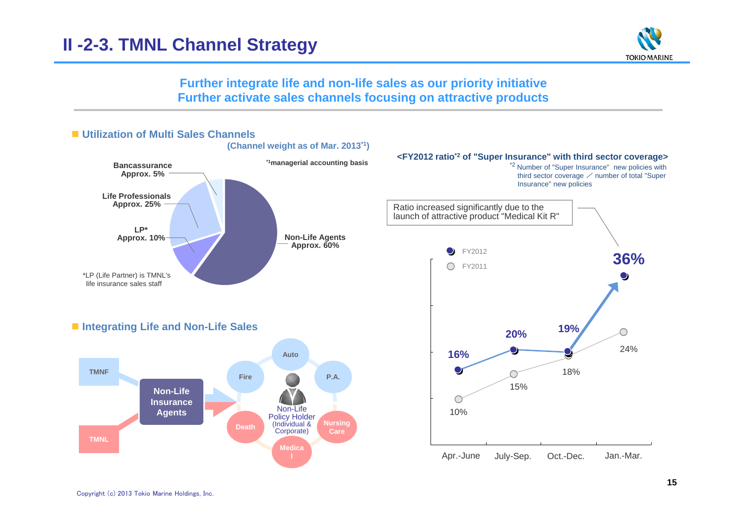# II -2-3. TMNL Channel Strategy

**Further integrate life and non-life sales as our priority initiative**
**Further activate sales channels focusing on attractive products**

## ■ Utilization of Multi Sales Channels

(Channel weight as of Mar. 2013[*1])

[*1]managerial accounting basis

| Channel | Weight |
|---|---|
| Non-Life Agents | Approx. 60% |
| Life Professionals | Approx. 25% |
| LP* | Approx. 10% |
| Bancassurance | Approx. 5% |

*LP (Life Partner) is TMNL's life insurance sales staff

## ■ Integrating Life and Non-Life Sales

TMNF → Non-Life Insurance Agents ← TMNL

Non-Life Policy Holder (Individual & Corporate): Auto, Fire, P.A., Death, Nursing Care, Medical

## <FY2012 ratio[*2] of "Super Insurance" with third sector coverage>

[*2] Number of "Super Insurance" new policies with third sector coverage ／ number of total "Super Insurance" new policies

Ratio increased significantly due to the launch of attractive product "Medical Kit R"

| | Apr.-June | July-Sep. | Oct.-Dec. | Jan.-Mar. |
|---|---|---|---|---|
| FY2012 | 16% | 20% | 19% | 36% |
| FY2011 | 10% | 15% | 18% | 24% |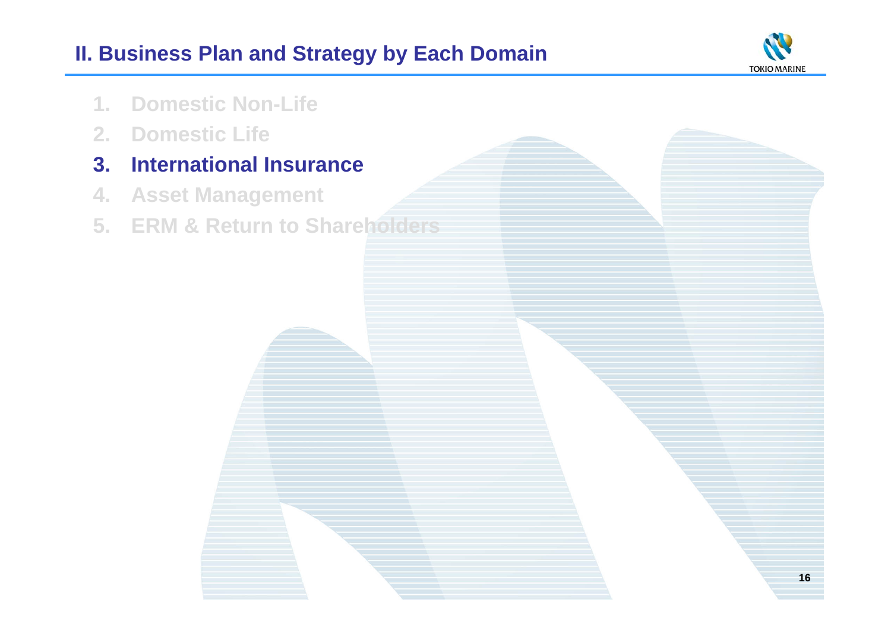## II. Business Plan and Strategy by Each Domain

1. Domestic Non-Life
2. Domestic Life
3. **International Insurance**
4. Asset Management
5. ERM & Return to Shareholders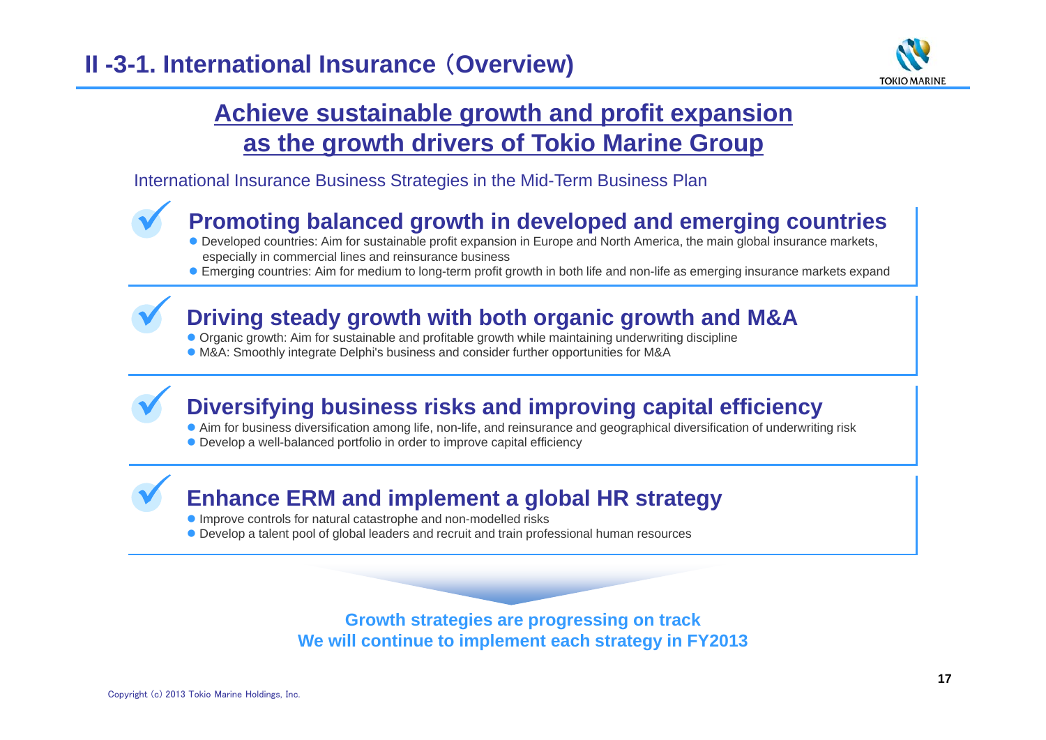# II -3-1. International Insurance（Overview)

## Achieve sustainable growth and profit expansion as the growth drivers of Tokio Marine Group

International Insurance Business Strategies in the Mid-Term Business Plan

### Promoting balanced growth in developed and emerging countries

- Developed countries: Aim for sustainable profit expansion in Europe and North America, the main global insurance markets, especially in commercial lines and reinsurance business
- Emerging countries: Aim for medium to long-term profit growth in both life and non-life as emerging insurance markets expand

### Driving steady growth with both organic growth and M&A

- Organic growth: Aim for sustainable and profitable growth while maintaining underwriting discipline
- M&A: Smoothly integrate Delphi's business and consider further opportunities for M&A

### Diversifying business risks and improving capital efficiency

- Aim for business diversification among life, non-life, and reinsurance and geographical diversification of underwriting risk
- Develop a well-balanced portfolio in order to improve capital efficiency

### Enhance ERM and implement a global HR strategy

- Improve controls for natural catastrophe and non-modelled risks
- Develop a talent pool of global leaders and recruit and train professional human resources

**Growth strategies are progressing on track**
**We will continue to implement each strategy in FY2013**

Copyright (c) 2013 Tokio Marine Holdings, Inc.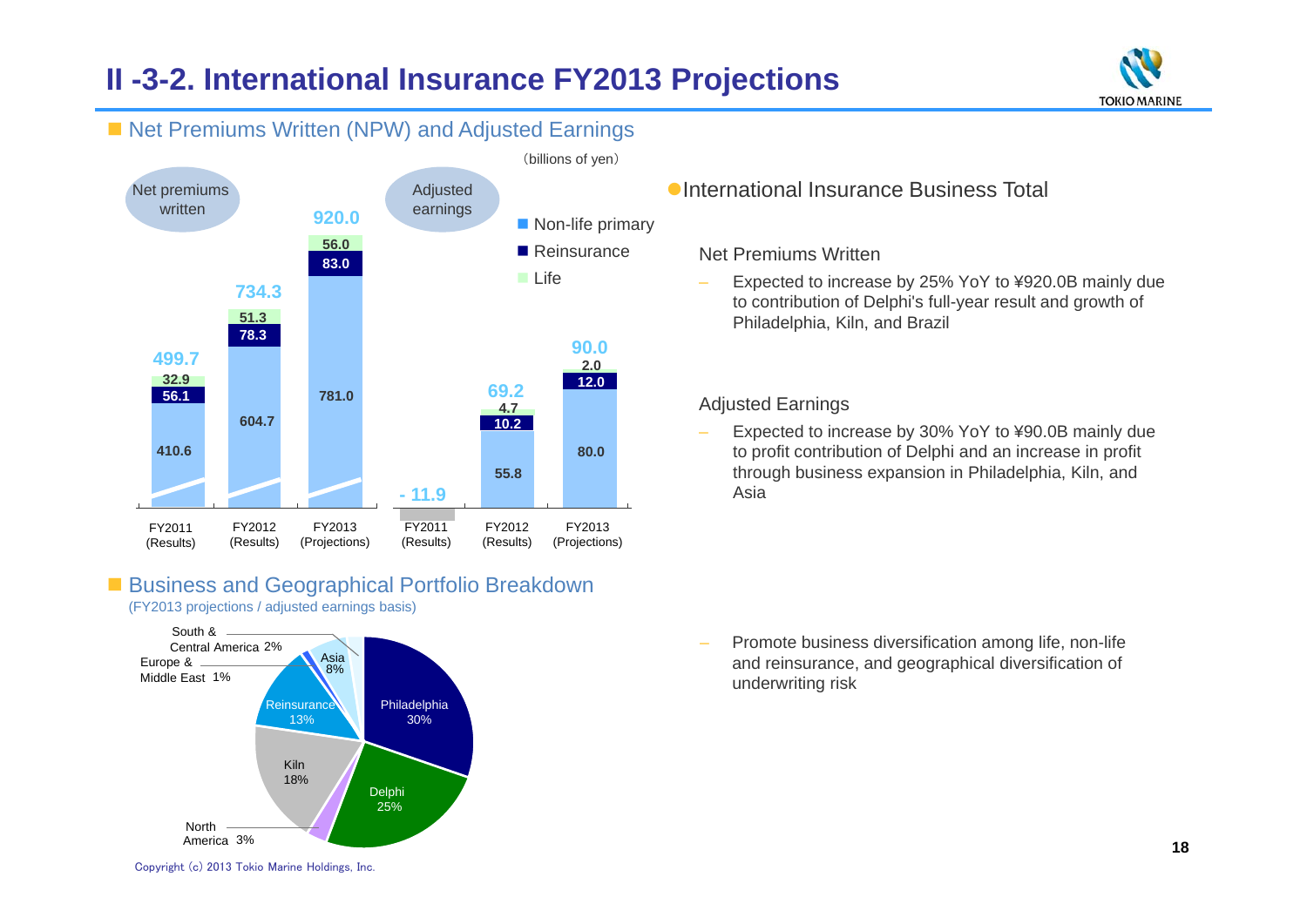# II -3-2. International Insurance FY2013 Projections

## Net Premiums Written (NPW) and Adjusted Earnings

(billions of yen)

**Net premiums written**

| | FY2011 (Results) | FY2012 (Results) | FY2013 (Projections) |
|---|---|---|---|
| Non-life primary | 410.6 | 604.7 | 781.0 |
| Reinsurance | 56.1 | 78.3 | 83.0 |
| Life | 32.9 | 51.3 | 56.0 |
| Total | 499.7 | 734.3 | 920.0 |

**Adjusted earnings**

| | FY2011 (Results) | FY2012 (Results) | FY2013 (Projections) |
|---|---|---|---|
| Non-life primary | | 55.8 | 80.0 |
| Reinsurance | | 10.2 | 12.0 |
| Life | | 4.7 | 2.0 |
| Total | - 11.9 | 69.2 | 90.0 |

- International Insurance Business Total

Net Premiums Written

– Expected to increase by 25% YoY to ¥920.0B mainly due to contribution of Delphi's full-year result and growth of Philadelphia, Kiln, and Brazil

Adjusted Earnings

– Expected to increase by 30% YoY to ¥90.0B mainly due to profit contribution of Delphi and an increase in profit through business expansion in Philadelphia, Kiln, and Asia

## Business and Geographical Portfolio Breakdown

(FY2013 projections / adjusted earnings basis)

| Segment | Share |
|---|---|
| Philadelphia | 30% |
| Delphi | 25% |
| North America | 3% |
| Kiln | 18% |
| Reinsurance | 13% |
| Europe & Middle East | 1% |
| Asia | 8% |
| South & Central America | 2% |

– Promote business diversification among life, non-life and reinsurance, and geographical diversification of underwriting risk

Copyright (c) 2013 Tokio Marine Holdings, Inc.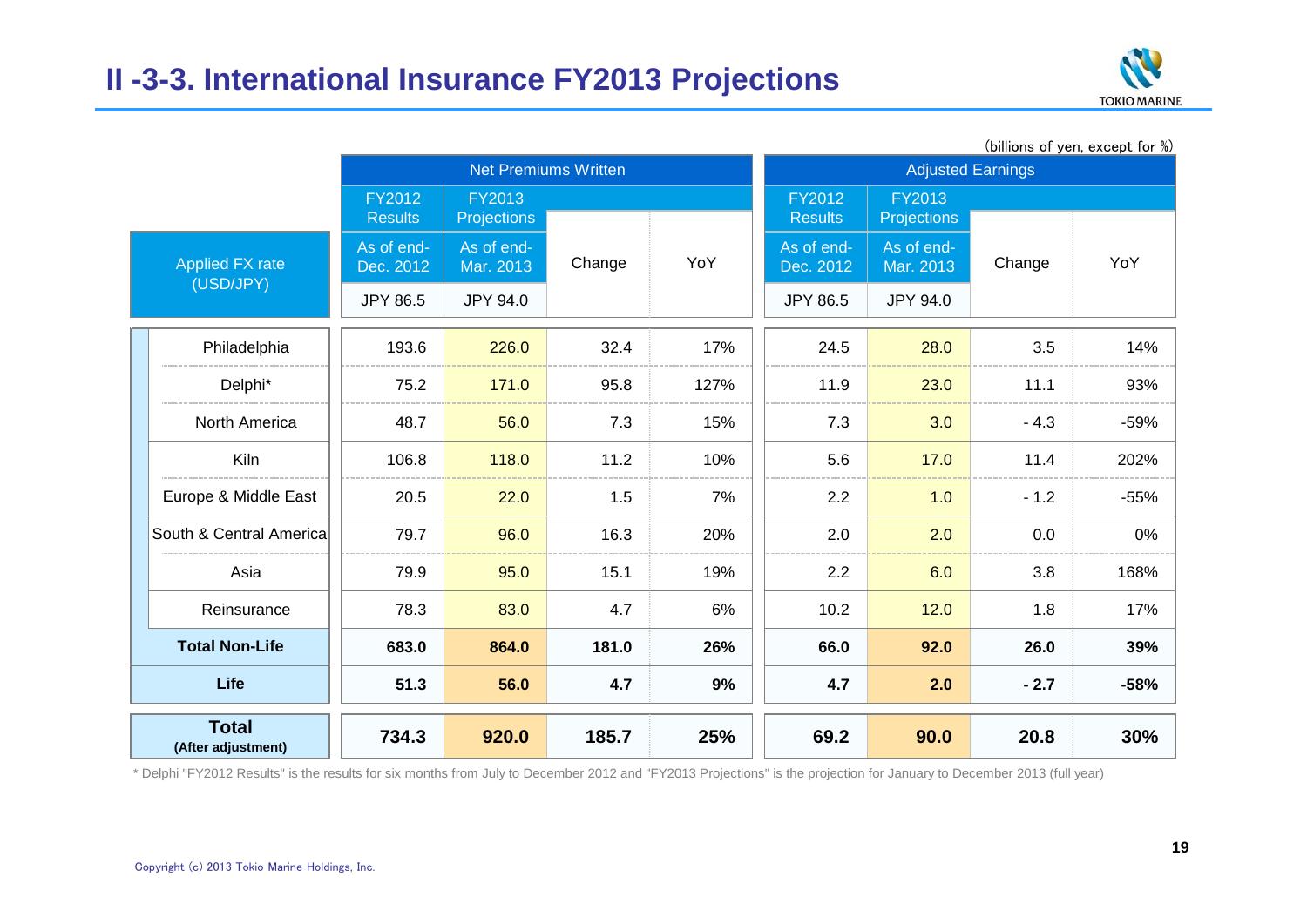## II -3-3. International Insurance FY2013 Projections

(billions of yen, except for %)

| | Net Premiums Written | | | | Adjusted Earnings | | | |
|---|---|---|---|---|---|---|---|---|
| | FY2012 Results | FY2013 Projections | Change | YoY | FY2012 Results | FY2013 Projections | Change | YoY |
| Applied FX rate (USD/JPY) | As of end-Dec. 2012 | As of end-Mar. 2013 | | | As of end-Dec. 2012 | As of end-Mar. 2013 | | |
| | JPY 86.5 | JPY 94.0 | | | JPY 86.5 | JPY 94.0 | | |
| Philadelphia | 193.6 | 226.0 | 32.4 | 17% | 24.5 | 28.0 | 3.5 | 14% |
| Delphi* | 75.2 | 171.0 | 95.8 | 127% | 11.9 | 23.0 | 11.1 | 93% |
| North America | 48.7 | 56.0 | 7.3 | 15% | 7.3 | 3.0 | - 4.3 | -59% |
| Kiln | 106.8 | 118.0 | 11.2 | 10% | 5.6 | 17.0 | 11.4 | 202% |
| Europe & Middle East | 20.5 | 22.0 | 1.5 | 7% | 2.2 | 1.0 | - 1.2 | -55% |
| South & Central America | 79.7 | 96.0 | 16.3 | 20% | 2.0 | 2.0 | 0.0 | 0% |
| Asia | 79.9 | 95.0 | 15.1 | 19% | 2.2 | 6.0 | 3.8 | 168% |
| Reinsurance | 78.3 | 83.0 | 4.7 | 6% | 10.2 | 12.0 | 1.8 | 17% |
| **Total Non-Life** | **683.0** | **864.0** | **181.0** | **26%** | **66.0** | **92.0** | **26.0** | **39%** |
| **Life** | **51.3** | **56.0** | **4.7** | **9%** | **4.7** | **2.0** | **- 2.7** | **-58%** |
| **Total (After adjustment)** | **734.3** | **920.0** | **185.7** | **25%** | **69.2** | **90.0** | **20.8** | **30%** |

* Delphi "FY2012 Results" is the results for six months from July to December 2012 and "FY2013 Projections" is the projection for January to December 2013 (full year)

Copyright (c) 2013 Tokio Marine Holdings, Inc.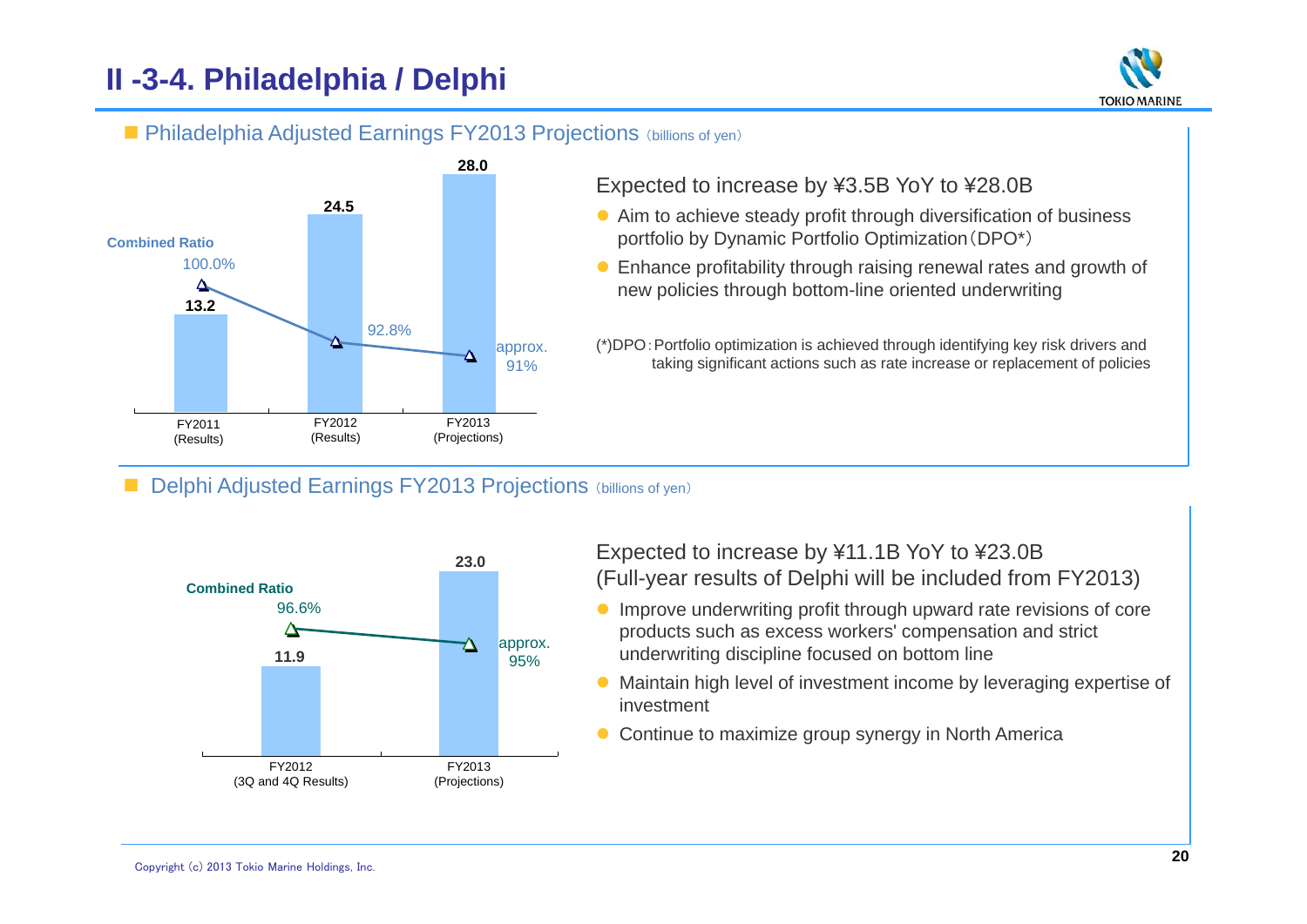# II -3-4. Philadelphia / Delphi

## Philadelphia Adjusted Earnings FY2013 Projections (billions of yen)

| | FY2011 (Results) | FY2012 (Results) | FY2013 (Projections) |
|---|---|---|---|
| Adjusted Earnings | 13.2 | 24.5 | 28.0 |
| Combined Ratio | 100.0% | 92.8% | approx. 91% |

Expected to increase by ¥3.5B YoY to ¥28.0B

- Aim to achieve steady profit through diversification of business portfolio by Dynamic Portfolio Optimization（DPO*）
- Enhance profitability through raising renewal rates and growth of new policies through bottom-line oriented underwriting

(*)DPO：Portfolio optimization is achieved through identifying key risk drivers and taking significant actions such as rate increase or replacement of policies

## Delphi Adjusted Earnings FY2013 Projections (billions of yen)

| | FY2012 (3Q and 4Q Results) | FY2013 (Projections) |
|---|---|---|
| Adjusted Earnings | 11.9 | 23.0 |
| Combined Ratio | 96.6% | approx. 95% |

Expected to increase by ¥11.1B YoY to ¥23.0B
(Full-year results of Delphi will be included from FY2013)

- Improve underwriting profit through upward rate revisions of core products such as excess workers' compensation and strict underwriting discipline focused on bottom line
- Maintain high level of investment income by leveraging expertise of investment
- Continue to maximize group synergy in North America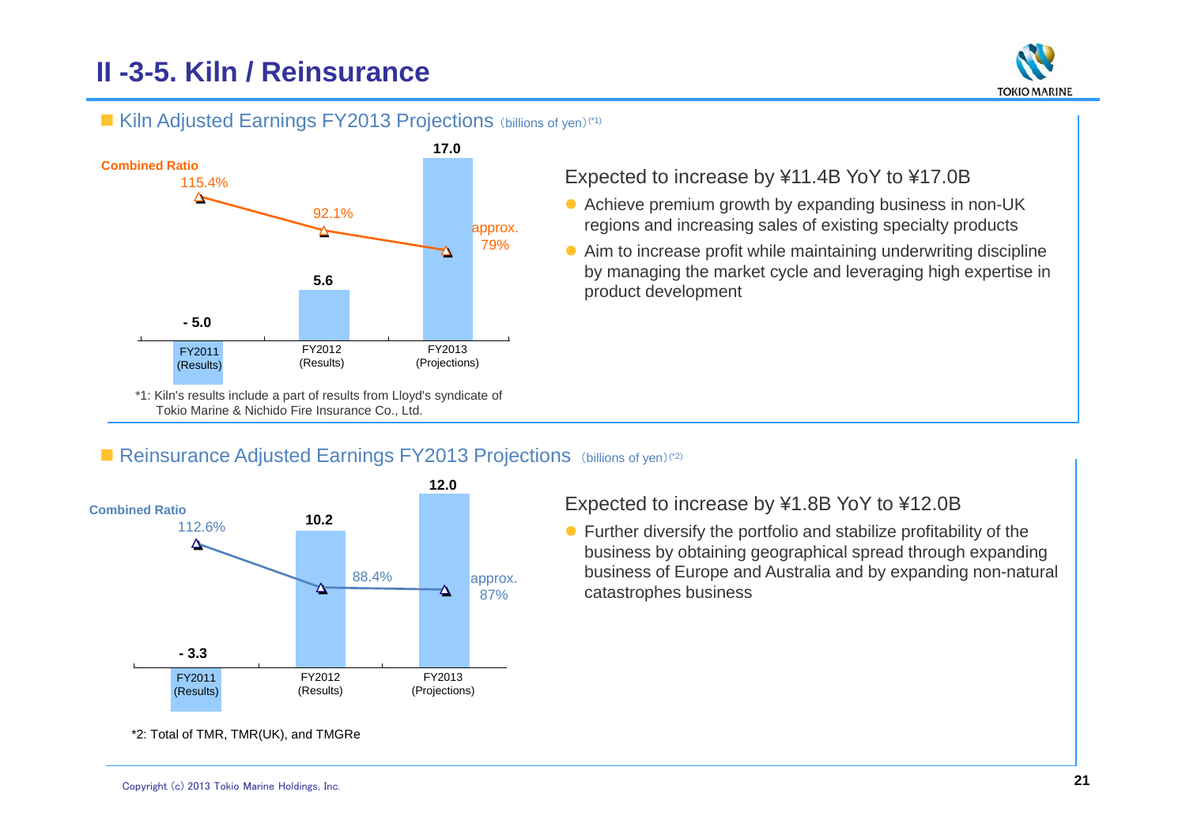# II -3-5. Kiln / Reinsurance

## Kiln Adjusted Earnings FY2013 Projections (billions of yen)(*1)

| | FY2011 (Results) | FY2012 (Results) | FY2013 (Projections) |
|---|---|---|---|
| Adjusted Earnings | - 5.0 | 5.6 | 17.0 |
| Combined Ratio | 115.4% | 92.1% | approx. 79% |

*1: Kiln's results include a part of results from Lloyd's syndicate of Tokio Marine & Nichido Fire Insurance Co., Ltd.

Expected to increase by ¥11.4B YoY to ¥17.0B

- Achieve premium growth by expanding business in non-UK regions and increasing sales of existing specialty products
- Aim to increase profit while maintaining underwriting discipline by managing the market cycle and leveraging high expertise in product development

## Reinsurance Adjusted Earnings FY2013 Projections (billions of yen)(*2)

| | FY2011 (Results) | FY2012 (Results) | FY2013 (Projections) |
|---|---|---|---|
| Adjusted Earnings | - 3.3 | 10.2 | 12.0 |
| Combined Ratio | 112.6% | 88.4% | approx. 87% |

*2: Total of TMR, TMR(UK), and TMGRe

Expected to increase by ¥1.8B YoY to ¥12.0B

- Further diversify the portfolio and stabilize profitability of the business by obtaining geographical spread through expanding business of Europe and Australia and by expanding non-natural catastrophes business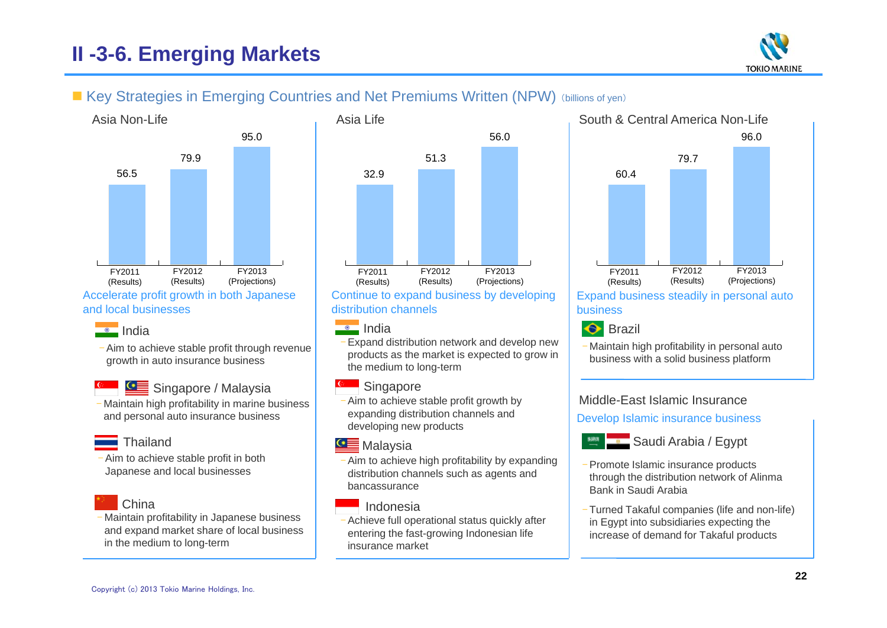# II -3-6. Emerging Markets

## Key Strategies in Emerging Countries and Net Premiums Written (NPW) (billions of yen)

### Asia Non-Life

| | FY2011 (Results) | FY2012 (Results) | FY2013 (Projections) |
|---|---|---|---|
| NPW | 56.5 | 79.9 | 95.0 |

Accelerate profit growth in both Japanese and local businesses

**India**
- Aim to achieve stable profit through revenue growth in auto insurance business

**Singapore / Malaysia**
- Maintain high profitability in marine business and personal auto insurance business

**Thailand**
- Aim to achieve stable profit in both Japanese and local businesses

**China**
- Maintain profitability in Japanese business and expand market share of local business in the medium to long-term

### Asia Life

| | FY2011 (Results) | FY2012 (Results) | FY2013 (Projections) |
|---|---|---|---|
| NPW | 32.9 | 51.3 | 56.0 |

Continue to expand business by developing distribution channels

**India**
- Expand distribution network and develop new products as the market is expected to grow in the medium to long-term

**Singapore**
- Aim to achieve stable profit growth by expanding distribution channels and developing new products

**Malaysia**
- Aim to achieve high profitability by expanding distribution channels such as agents and bancassurance

**Indonesia**
- Achieve full operational status quickly after entering the fast-growing Indonesian life insurance market

### South & Central America Non-Life

| | FY2011 (Results) | FY2012 (Results) | FY2013 (Projections) |
|---|---|---|---|
| NPW | 60.4 | 79.7 | 96.0 |

Expand business steadily in personal auto business

**Brazil**
- Maintain high profitability in personal auto business with a solid business platform

### Middle-East Islamic Insurance

Develop Islamic insurance business

**Saudi Arabia / Egypt**
- Promote Islamic insurance products through the distribution network of Alinma Bank in Saudi Arabia
- Turned Takaful companies (life and non-life) in Egypt into subsidiaries expecting the increase of demand for Takaful products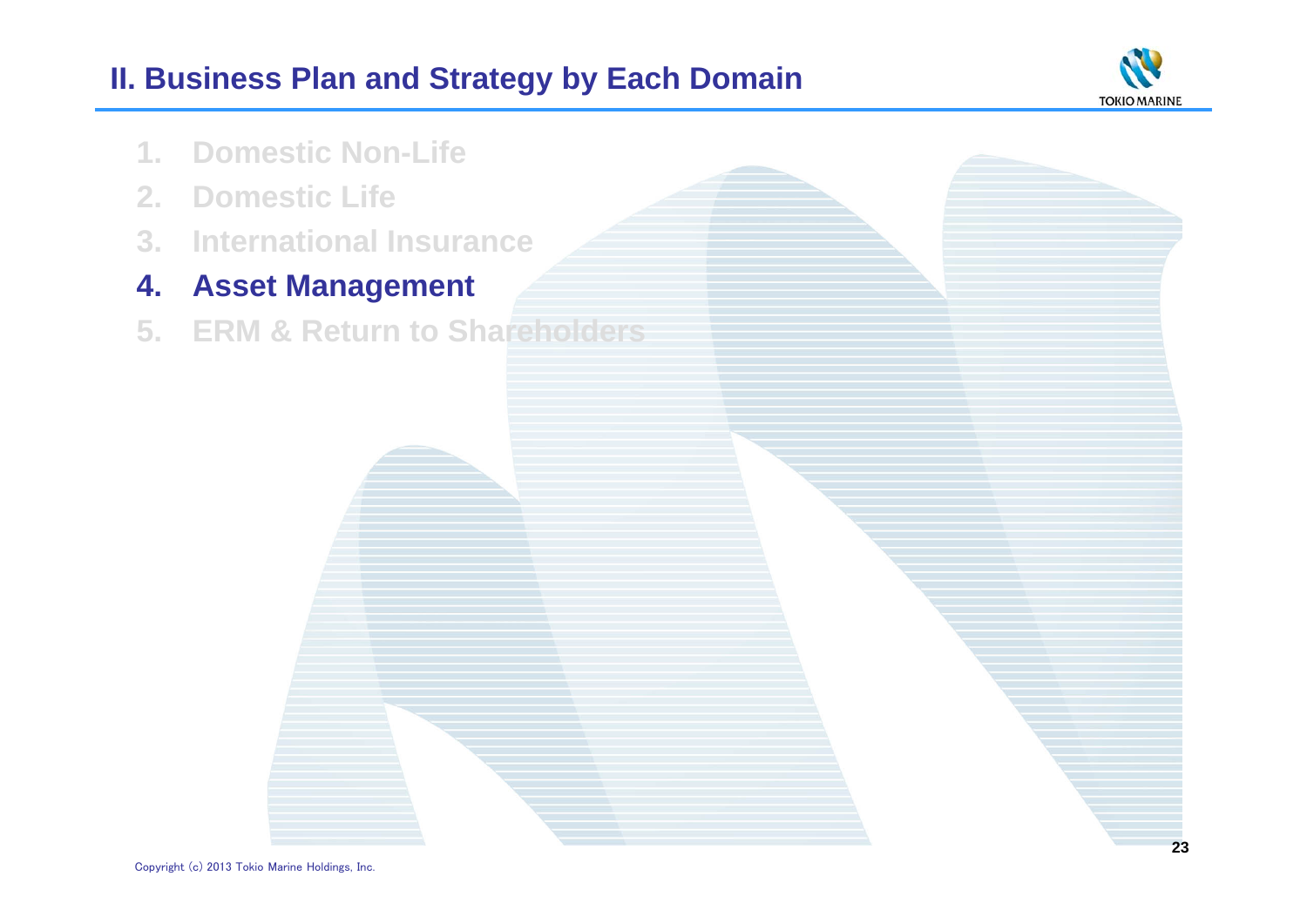# II. Business Plan and Strategy by Each Domain

1. Domestic Non-Life
2. Domestic Life
3. International Insurance
4. **Asset Management**
5. ERM & Return to Shareholders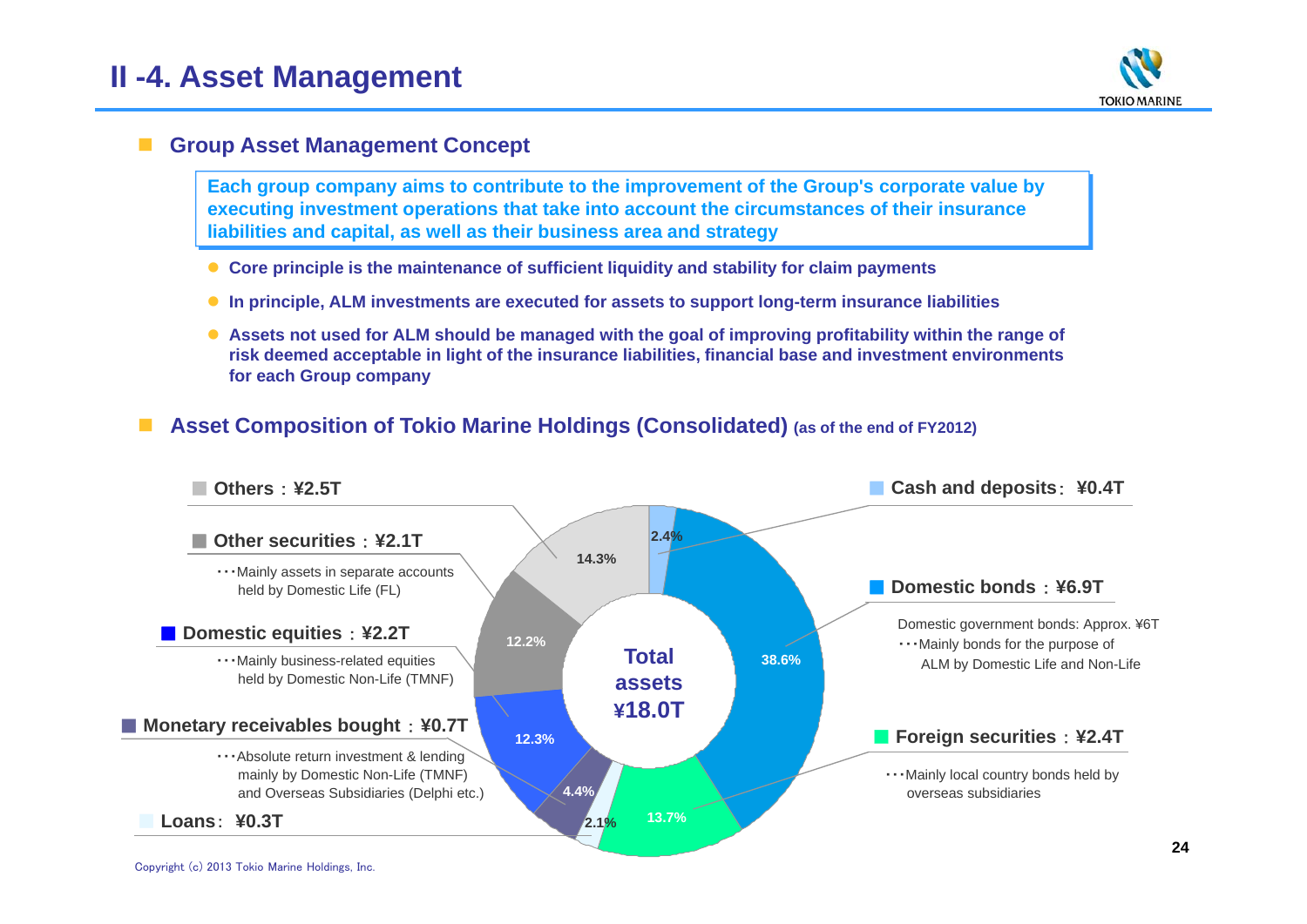# II -4. Asset Management

## Group Asset Management Concept

**Each group company aims to contribute to the improvement of the Group's corporate value by executing investment operations that take into account the circumstances of their insurance liabilities and capital, as well as their business area and strategy**

- **Core principle is the maintenance of sufficient liquidity and stability for claim payments**
- **In principle, ALM investments are executed for assets to support long-term insurance liabilities**
- **Assets not used for ALM should be managed with the goal of improving profitability within the range of risk deemed acceptable in light of the insurance liabilities, financial base and investment environments for each Group company**

## Asset Composition of Tokio Marine Holdings (Consolidated) (as of the end of FY2012)

**Total assets ¥18.0T**

- **Others：¥2.5T** (14.3%)
- **Other securities：¥2.1T** (12.2%)
  ･･･Mainly assets in separate accounts held by Domestic Life (FL)
- **Domestic equities：¥2.2T** (12.3%)
  ･･･Mainly business-related equities held by Domestic Non-Life (TMNF)
- **Monetary receivables bought：¥0.7T** (4.4%)
  ･･･Absolute return investment & lending mainly by Domestic Non-Life (TMNF) and Overseas Subsidiaries (Delphi etc.)
- **Loans：¥0.3T** (2.1%)
- **Cash and deposits：¥0.4T** (2.4%)
- **Domestic bonds：¥6.9T** (38.6%)
  Domestic government bonds: Approx. ¥6T
  ･･･Mainly bonds for the purpose of ALM by Domestic Life and Non-Life
- **Foreign securities：¥2.4T** (13.7%)
  ･･･Mainly local country bonds held by overseas subsidiaries

Copyright (c) 2013 Tokio Marine Holdings, Inc.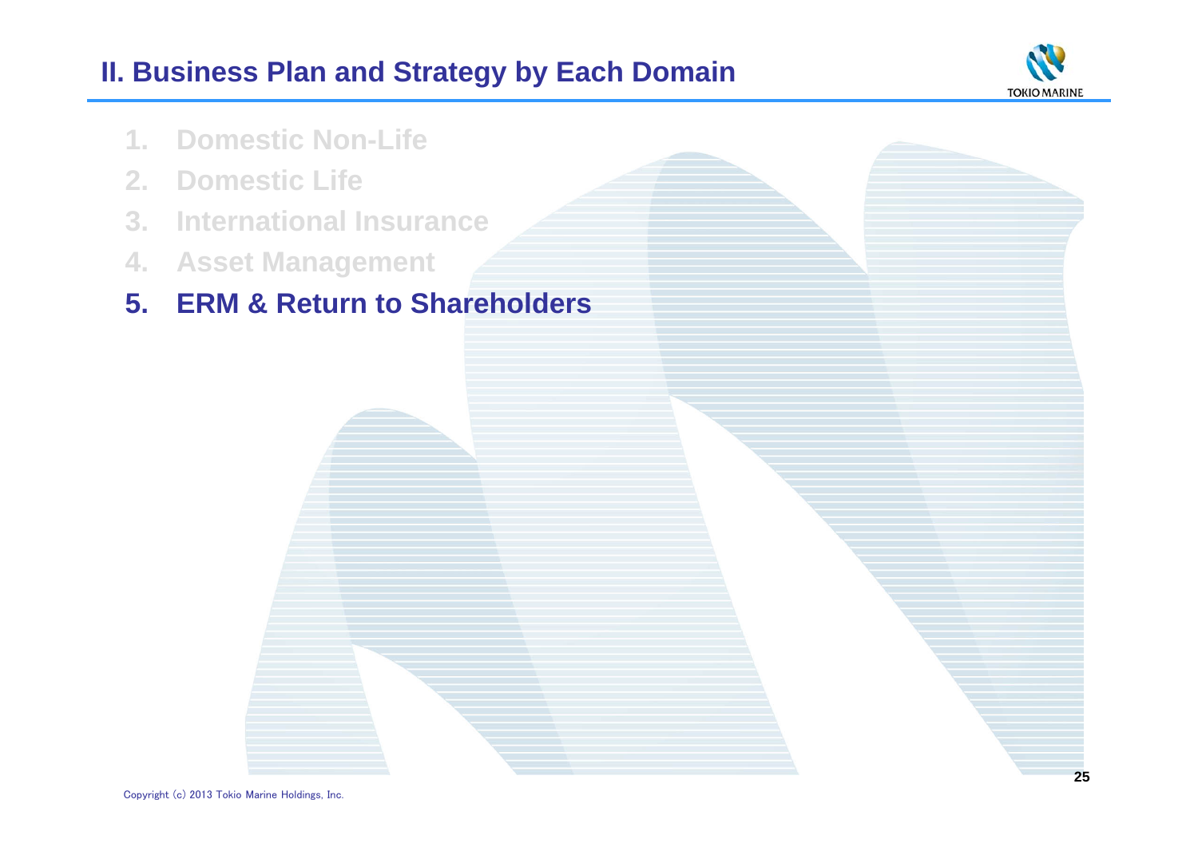# II. Business Plan and Strategy by Each Domain

1. Domestic Non-Life
2. Domestic Life
3. International Insurance
4. Asset Management
5. **ERM & Return to Shareholders**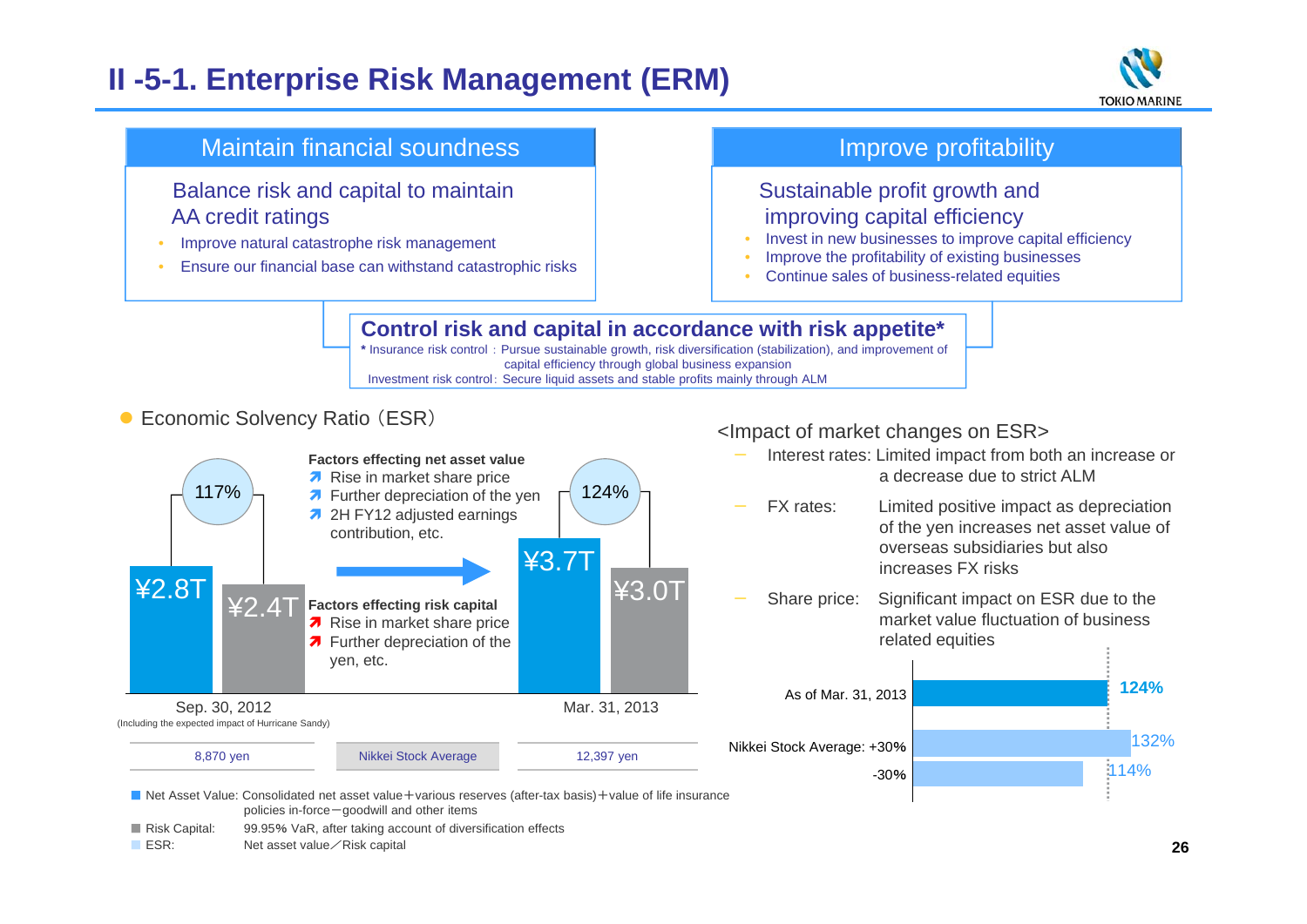# II -5-1. Enterprise Risk Management (ERM)

## Maintain financial soundness

Balance risk and capital to maintain AA credit ratings

- Improve natural catastrophe risk management
- Ensure our financial base can withstand catastrophic risks

## Improve profitability

Sustainable profit growth and improving capital efficiency

- Invest in new businesses to improve capital efficiency
- Improve the profitability of existing businesses
- Continue sales of business-related equities

## Control risk and capital in accordance with risk appetite*

* Insurance risk control：Pursue sustainable growth, risk diversification (stabilization), and improvement of capital efficiency through global business expansion
Investment risk control：Secure liquid assets and stable profits mainly through ALM

### Economic Solvency Ratio（ESR）

| | Net Asset Value | Risk Capital | ESR | Nikkei Stock Average |
|---|---|---|---|---|
| Sep. 30, 2012 (Including the expected impact of Hurricane Sandy) | ¥2.8T | ¥2.4T | 117% | 8,870 yen |
| Mar. 31, 2013 | ¥3.7T | ¥3.0T | 124% | 12,397 yen |

**Factors effecting net asset value**

- ↗ Rise in market share price
- ↗ Further depreciation of the yen
- ↗ 2H FY12 adjusted earnings contribution, etc.

**Factors effecting risk capital**

- ↗ Rise in market share price
- ↗ Further depreciation of the yen, etc.

■ Net Asset Value: Consolidated net asset value＋various reserves (after-tax basis)＋value of life insurance policies in-force－goodwill and other items

■ Risk Capital: 99.95% VaR, after taking account of diversification effects

■ ESR: Net asset value／Risk capital

### <Impact of market changes on ESR>

- Interest rates: Limited impact from both an increase or a decrease due to strict ALM
- FX rates: Limited positive impact as depreciation of the yen increases net asset value of overseas subsidiaries but also increases FX risks
- Share price: Significant impact on ESR due to the market value fluctuation of business related equities

| | ESR |
|---|---|
| As of Mar. 31, 2013 | **124%** |
| Nikkei Stock Average: +30% | 132% |
| -30% | 114% |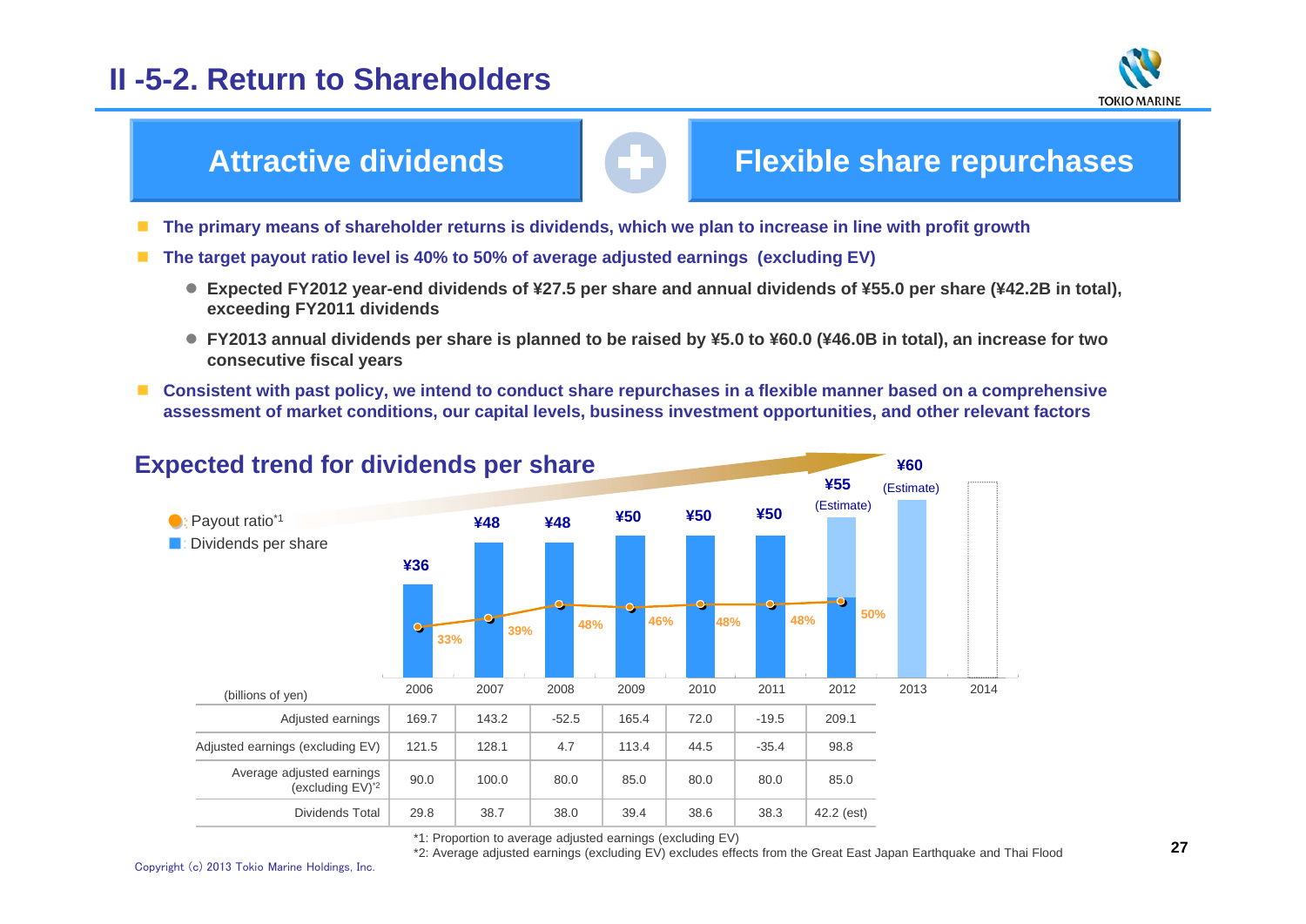# II -5-2. Return to Shareholders

**Attractive dividends** + **Flexible share repurchases**

- **The primary means of shareholder returns is dividends, which we plan to increase in line with profit growth**
- **The target payout ratio level is 40% to 50% of average adjusted earnings (excluding EV)**
  - **Expected FY2012 year-end dividends of ¥27.5 per share and annual dividends of ¥55.0 per share (¥42.2B in total), exceeding FY2011 dividends**
  - **FY2013 annual dividends per share is planned to be raised by ¥5.0 to ¥60.0 (¥46.0B in total), an increase for two consecutive fiscal years**
- **Consistent with past policy, we intend to conduct share repurchases in a flexible manner based on a comprehensive assessment of market conditions, our capital levels, business investment opportunities, and other relevant factors**

## Expected trend for dividends per share

Payout ratio[*1] / Dividends per share

| | 2006 | 2007 | 2008 | 2009 | 2010 | 2011 | 2012 | 2013 | 2014 |
|---|---|---|---|---|---|---|---|---|---|
| Dividends per share | ¥36 | ¥48 | ¥48 | ¥50 | ¥50 | ¥50 | ¥55 (Estimate) | ¥60 (Estimate) | |
| Payout ratio | 33% | 39% | 48% | 46% | 48% | 48% | 50% | | |

| (billions of yen) | 2006 | 2007 | 2008 | 2009 | 2010 | 2011 | 2012 |
|---|---|---|---|---|---|---|---|
| Adjusted earnings | 169.7 | 143.2 | -52.5 | 165.4 | 72.0 | -19.5 | 209.1 |
| Adjusted earnings (excluding EV) | 121.5 | 128.1 | 4.7 | 113.4 | 44.5 | -35.4 | 98.8 |
| Average adjusted earnings (excluding EV)[*2] | 90.0 | 100.0 | 80.0 | 85.0 | 80.0 | 80.0 | 85.0 |
| Dividends Total | 29.8 | 38.7 | 38.0 | 39.4 | 38.6 | 38.3 | 42.2 (est) |

*1: Proportion to average adjusted earnings (excluding EV)

*2: Average adjusted earnings (excluding EV) excludes effects from the Great East Japan Earthquake and Thai Flood

Copyright (c) 2013 Tokio Marine Holdings, Inc.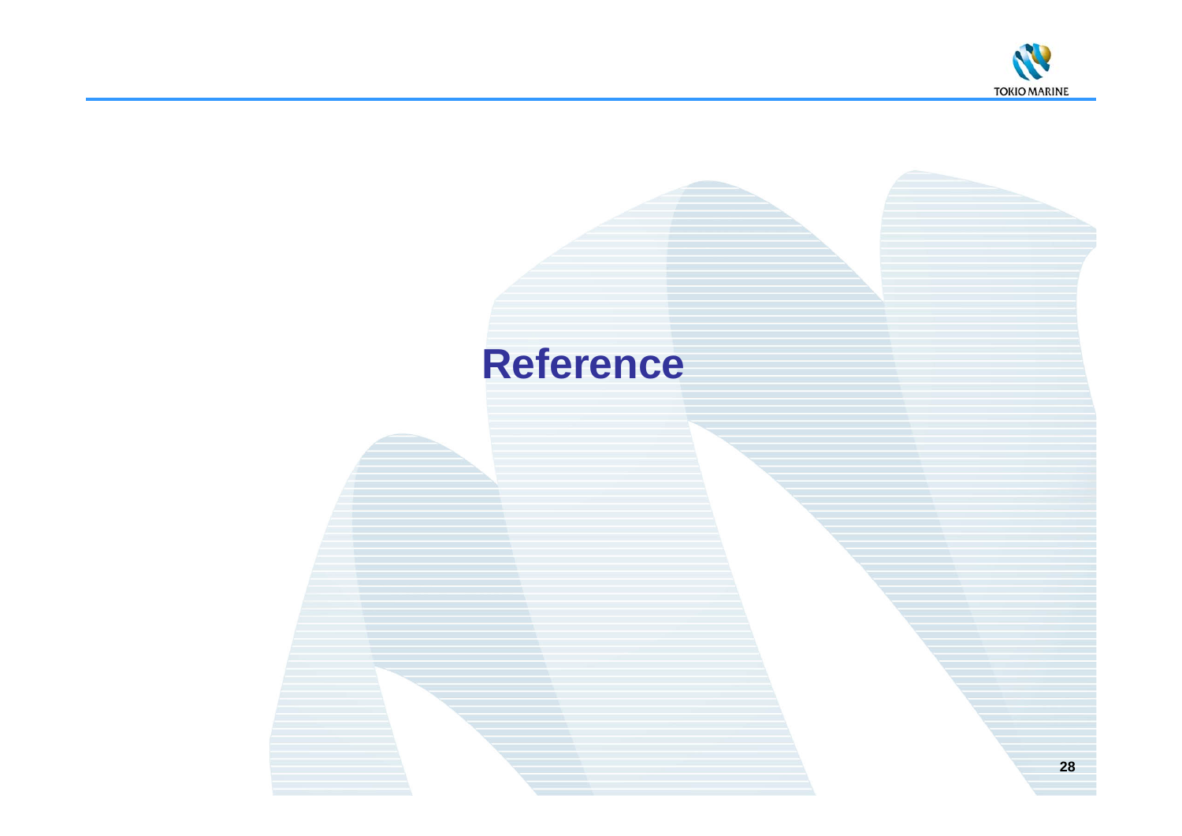# Reference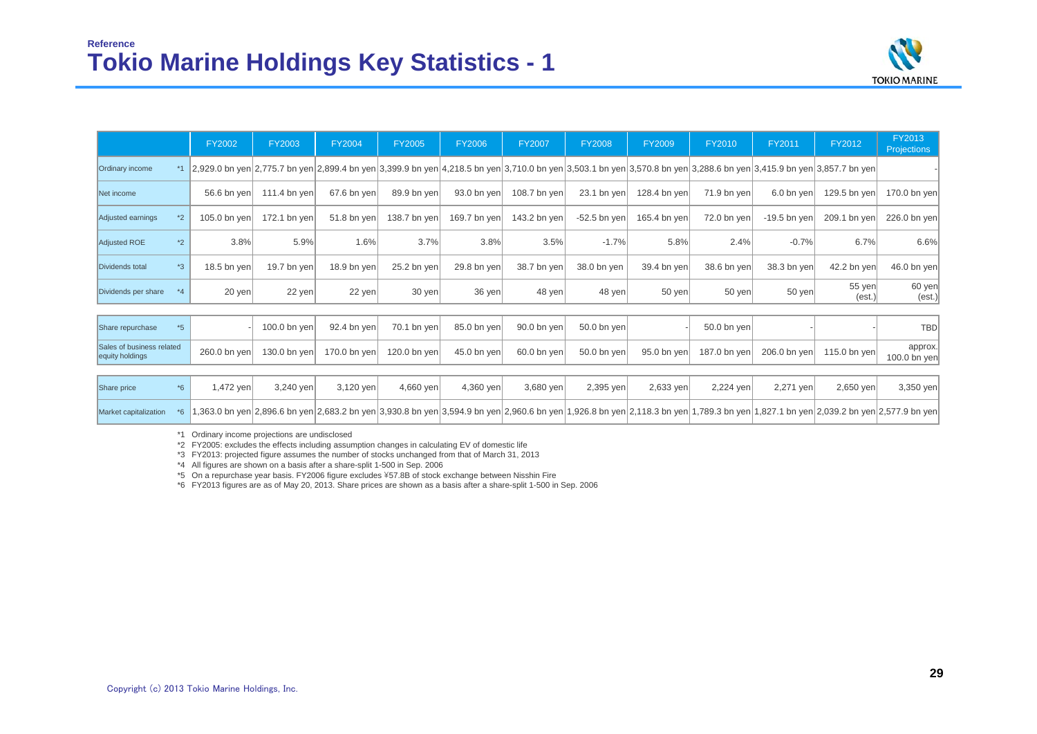Reference

# Tokio Marine Holdings Key Statistics - 1

| | | FY2002 | FY2003 | FY2004 | FY2005 | FY2006 | FY2007 | FY2008 | FY2009 | FY2010 | FY2011 | FY2012 | FY2013 Projections |
|---|---|---|---|---|---|---|---|---|---|---|---|---|---|
| Ordinary income | *1 | 2,929.0 bn yen | 2,775.7 bn yen | 2,899.4 bn yen | 3,399.9 bn yen | 4,218.5 bn yen | 3,710.0 bn yen | 3,503.1 bn yen | 3,570.8 bn yen | 3,288.6 bn yen | 3,415.9 bn yen | 3,857.7 bn yen | - |
| Net income | | 56.6 bn yen | 111.4 bn yen | 67.6 bn yen | 89.9 bn yen | 93.0 bn yen | 108.7 bn yen | 23.1 bn yen | 128.4 bn yen | 71.9 bn yen | 6.0 bn yen | 129.5 bn yen | 170.0 bn yen |
| Adjusted earnings | *2 | 105.0 bn yen | 172.1 bn yen | 51.8 bn yen | 138.7 bn yen | 169.7 bn yen | 143.2 bn yen | -52.5 bn yen | 165.4 bn yen | 72.0 bn yen | -19.5 bn yen | 209.1 bn yen | 226.0 bn yen |
| Adjusted ROE | *2 | 3.8% | 5.9% | 1.6% | 3.7% | 3.8% | 3.5% | -1.7% | 5.8% | 2.4% | -0.7% | 6.7% | 6.6% |
| Dividends total | *3 | 18.5 bn yen | 19.7 bn yen | 18.9 bn yen | 25.2 bn yen | 29.8 bn yen | 38.7 bn yen | 38.0 bn yen | 39.4 bn yen | 38.6 bn yen | 38.3 bn yen | 42.2 bn yen | 46.0 bn yen |
| Dividends per share | *4 | 20 yen | 22 yen | 22 yen | 30 yen | 36 yen | 48 yen | 48 yen | 50 yen | 50 yen | 50 yen | 55 yen (est.) | 60 yen (est.) |
| Share repurchase | *5 | - | 100.0 bn yen | 92.4 bn yen | 70.1 bn yen | 85.0 bn yen | 90.0 bn yen | 50.0 bn yen | - | 50.0 bn yen | - | - | TBD |
| Sales of business related equity holdings | | 260.0 bn yen | 130.0 bn yen | 170.0 bn yen | 120.0 bn yen | 45.0 bn yen | 60.0 bn yen | 50.0 bn yen | 95.0 bn yen | 187.0 bn yen | 206.0 bn yen | 115.0 bn yen | approx. 100.0 bn yen |
| Share price | *6 | 1,472 yen | 3,240 yen | 3,120 yen | 4,660 yen | 4,360 yen | 3,680 yen | 2,395 yen | 2,633 yen | 2,224 yen | 2,271 yen | 2,650 yen | 3,350 yen |
| Market capitalization | *6 | 1,363.0 bn yen | 2,896.6 bn yen | 2,683.2 bn yen | 3,930.8 bn yen | 3,594.9 bn yen | 2,960.6 bn yen | 1,926.8 bn yen | 2,118.3 bn yen | 1,789.3 bn yen | 1,827.1 bn yen | 2,039.2 bn yen | 2,577.9 bn yen |

*1 Ordinary income projections are undisclosed

*2 FY2005: excludes the effects including assumption changes in calculating EV of domestic life

*3 FY2013: projected figure assumes the number of stocks unchanged from that of March 31, 2013

*4 All figures are shown on a basis after a share-split 1-500 in Sep. 2006

*5 On a repurchase year basis. FY2006 figure excludes ¥57.8B of stock exchange between Nisshin Fire

*6 FY2013 figures are as of May 20, 2013. Share prices are shown as a basis after a share-split 1-500 in Sep. 2006

Copyright (c) 2013 Tokio Marine Holdings, Inc.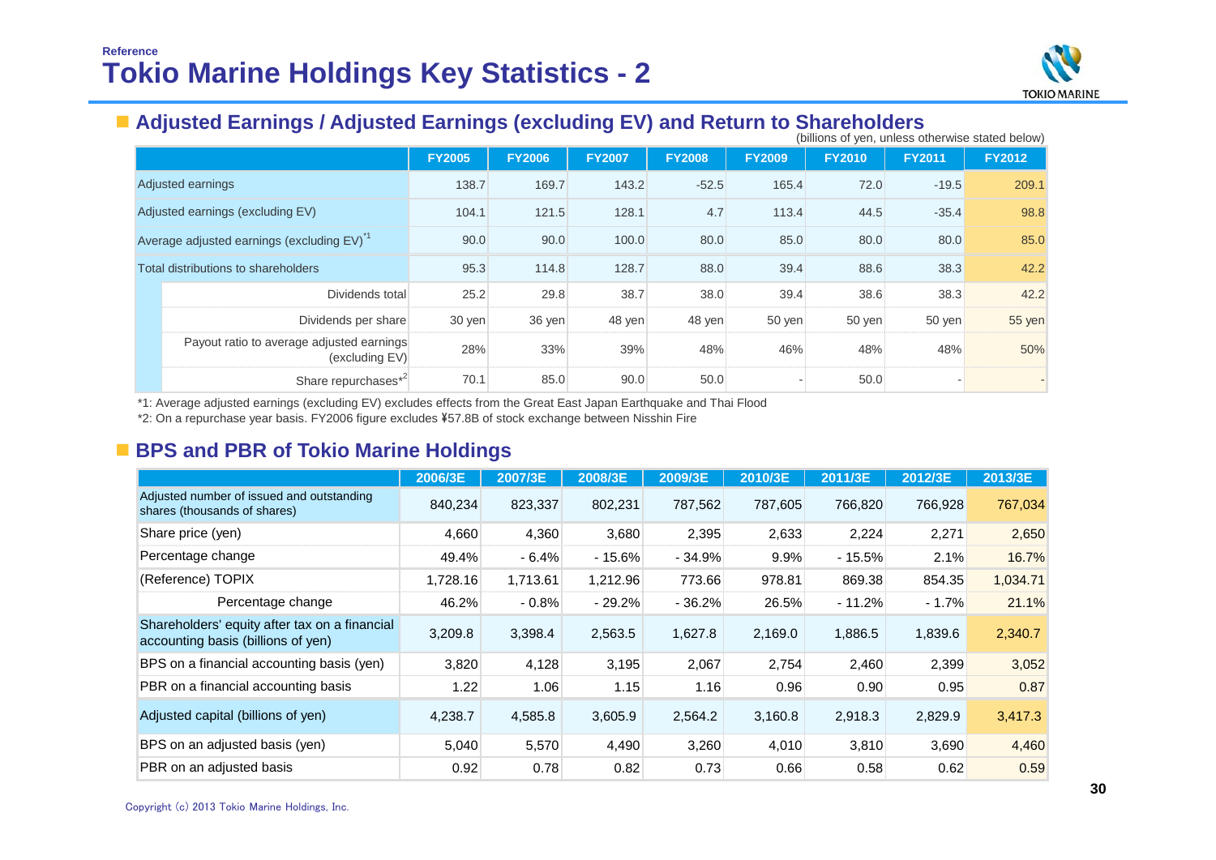Reference

# Tokio Marine Holdings Key Statistics - 2

## Adjusted Earnings / Adjusted Earnings (excluding EV) and Return to Shareholders

(billions of yen, unless otherwise stated below)

| | FY2005 | FY2006 | FY2007 | FY2008 | FY2009 | FY2010 | FY2011 | FY2012 |
|---|---|---|---|---|---|---|---|---|
| Adjusted earnings | 138.7 | 169.7 | 143.2 | -52.5 | 165.4 | 72.0 | -19.5 | 209.1 |
| Adjusted earnings (excluding EV) | 104.1 | 121.5 | 128.1 | 4.7 | 113.4 | 44.5 | -35.4 | 98.8 |
| Average adjusted earnings (excluding EV)*1 | 90.0 | 90.0 | 100.0 | 80.0 | 85.0 | 80.0 | 80.0 | 85.0 |
| Total distributions to shareholders | 95.3 | 114.8 | 128.7 | 88.0 | 39.4 | 88.6 | 38.3 | 42.2 |
| Dividends total | 25.2 | 29.8 | 38.7 | 38.0 | 39.4 | 38.6 | 38.3 | 42.2 |
| Dividends per share | 30 yen | 36 yen | 48 yen | 48 yen | 50 yen | 50 yen | 50 yen | 55 yen |
| Payout ratio to average adjusted earnings (excluding EV) | 28% | 33% | 39% | 48% | 46% | 48% | 48% | 50% |
| Share repurchases*2 | 70.1 | 85.0 | 90.0 | 50.0 | - | 50.0 | - | - |

*1: Average adjusted earnings (excluding EV) excludes effects from the Great East Japan Earthquake and Thai Flood

*2: On a repurchase year basis. FY2006 figure excludes ¥57.8B of stock exchange between Nisshin Fire

## BPS and PBR of Tokio Marine Holdings

| | 2006/3E | 2007/3E | 2008/3E | 2009/3E | 2010/3E | 2011/3E | 2012/3E | 2013/3E |
|---|---|---|---|---|---|---|---|---|
| Adjusted number of issued and outstanding shares (thousands of shares) | 840,234 | 823,337 | 802,231 | 787,562 | 787,605 | 766,820 | 766,928 | 767,034 |
| Share price (yen) | 4,660 | 4,360 | 3,680 | 2,395 | 2,633 | 2,224 | 2,271 | 2,650 |
| Percentage change | 49.4% | - 6.4% | - 15.6% | - 34.9% | 9.9% | - 15.5% | 2.1% | 16.7% |
| (Reference) TOPIX | 1,728.16 | 1,713.61 | 1,212.96 | 773.66 | 978.81 | 869.38 | 854.35 | 1,034.71 |
| Percentage change | 46.2% | - 0.8% | - 29.2% | - 36.2% | 26.5% | - 11.2% | - 1.7% | 21.1% |
| Shareholders' equity after tax on a financial accounting basis (billions of yen) | 3,209.8 | 3,398.4 | 2,563.5 | 1,627.8 | 2,169.0 | 1,886.5 | 1,839.6 | 2,340.7 |
| BPS on a financial accounting basis (yen) | 3,820 | 4,128 | 3,195 | 2,067 | 2,754 | 2,460 | 2,399 | 3,052 |
| PBR on a financial accounting basis | 1.22 | 1.06 | 1.15 | 1.16 | 0.96 | 0.90 | 0.95 | 0.87 |
| Adjusted capital (billions of yen) | 4,238.7 | 4,585.8 | 3,605.9 | 2,564.2 | 3,160.8 | 2,918.3 | 2,829.9 | 3,417.3 |
| BPS on an adjusted basis (yen) | 5,040 | 5,570 | 4,490 | 3,260 | 4,010 | 3,810 | 3,690 | 4,460 |
| PBR on an adjusted basis | 0.92 | 0.78 | 0.82 | 0.73 | 0.66 | 0.58 | 0.62 | 0.59 |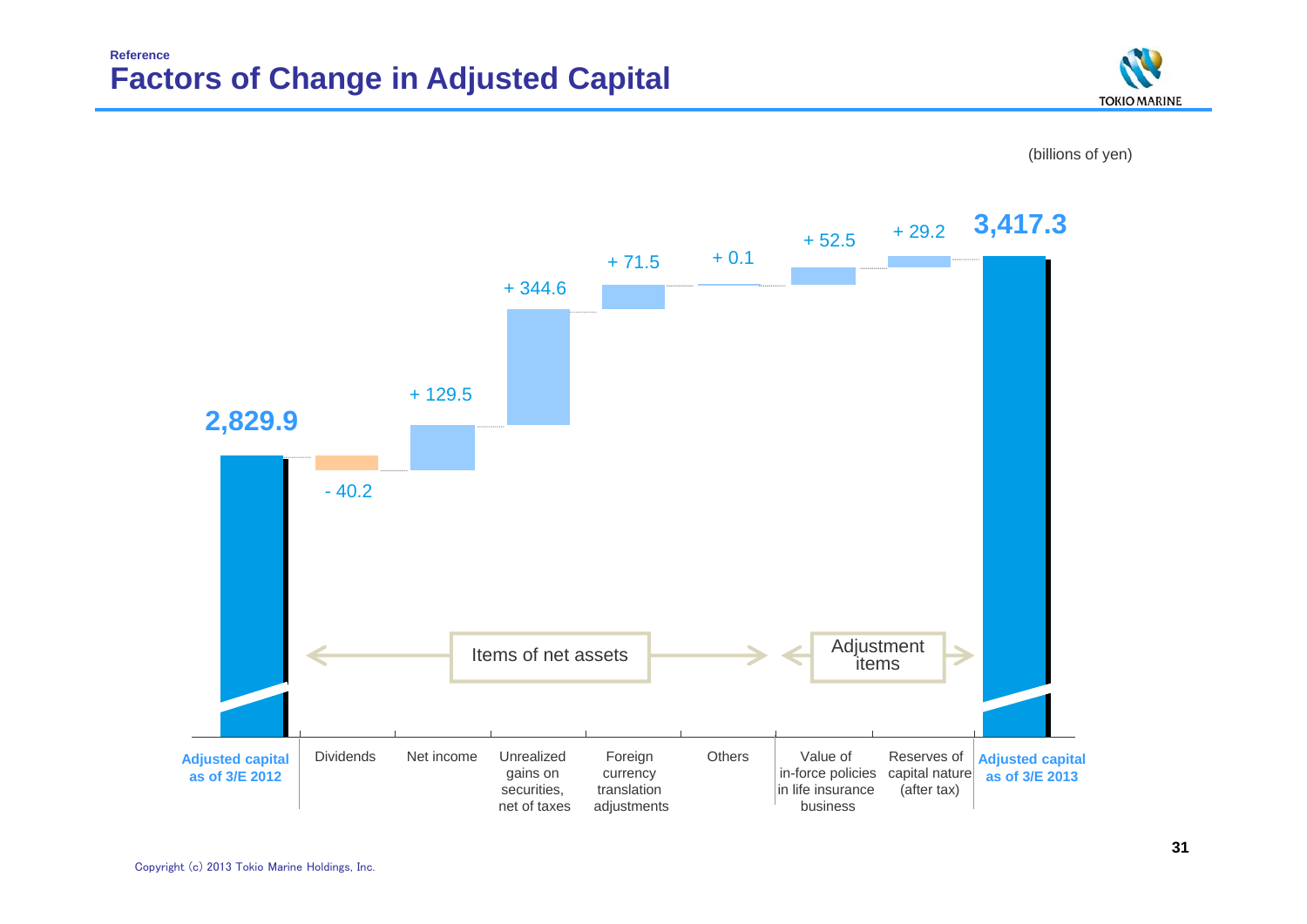Reference

# Factors of Change in Adjusted Capital

(billions of yen)

| | Amount |
|---|---|
| Adjusted capital as of 3/E 2012 | 2,829.9 |
| Dividends | - 40.2 |
| Net income | + 129.5 |
| Unrealized gains on securities, net of taxes | + 344.6 |
| Foreign currency translation adjustments | + 71.5 |
| Others | + 0.1 |
| Value of in-force policies in life insurance business | + 52.5 |
| Reserves of capital nature (after tax) | + 29.2 |
| Adjusted capital as of 3/E 2013 | 3,417.3 |

Items of net assets: Dividends, Net income, Unrealized gains on securities, net of taxes, Foreign currency translation adjustments, Others

Adjustment items: Value of in-force policies in life insurance business, Reserves of capital nature (after tax)

Copyright (c) 2013 Tokio Marine Holdings, Inc.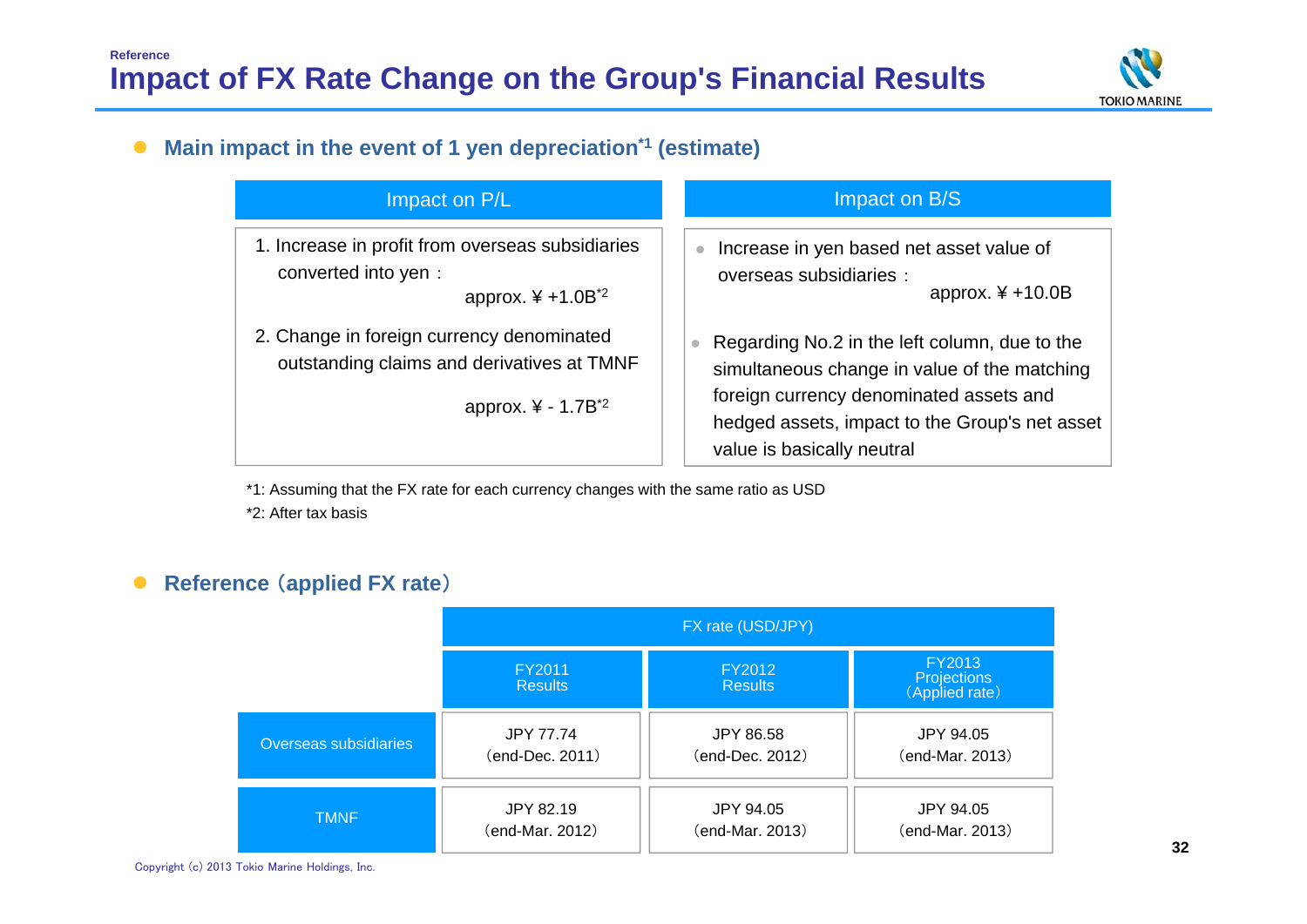Reference

# Impact of FX Rate Change on the Group's Financial Results

## Main impact in the event of 1 yen depreciation[*1] (estimate)

| Impact on P/L | Impact on B/S |
|---|---|
| 1. Increase in profit from overseas subsidiaries converted into yen : approx. ¥ +1.0B[*2]<br><br>2. Change in foreign currency denominated outstanding claims and derivatives at TMNF approx. ¥ - 1.7B[*2] | • Increase in yen based net asset value of overseas subsidiaries : approx. ¥ +10.0B<br><br>• Regarding No.2 in the left column, due to the simultaneous change in value of the matching foreign currency denominated assets and hedged assets, impact to the Group's net asset value is basically neutral |

*1: Assuming that the FX rate for each currency changes with the same ratio as USD

*2: After tax basis

## Reference（applied FX rate）

| | FX rate (USD/JPY) | | |
|---|---|---|---|
| | FY2011 Results | FY2012 Results | FY2013 Projections （Applied rate） |
| Overseas subsidiaries | JPY 77.74 （end-Dec. 2011） | JPY 86.58 （end-Dec. 2012） | JPY 94.05 （end-Mar. 2013） |
| TMNF | JPY 82.19 （end-Mar. 2012） | JPY 94.05 （end-Mar. 2013） | JPY 94.05 （end-Mar. 2013） |

Copyright (c) 2013 Tokio Marine Holdings, Inc.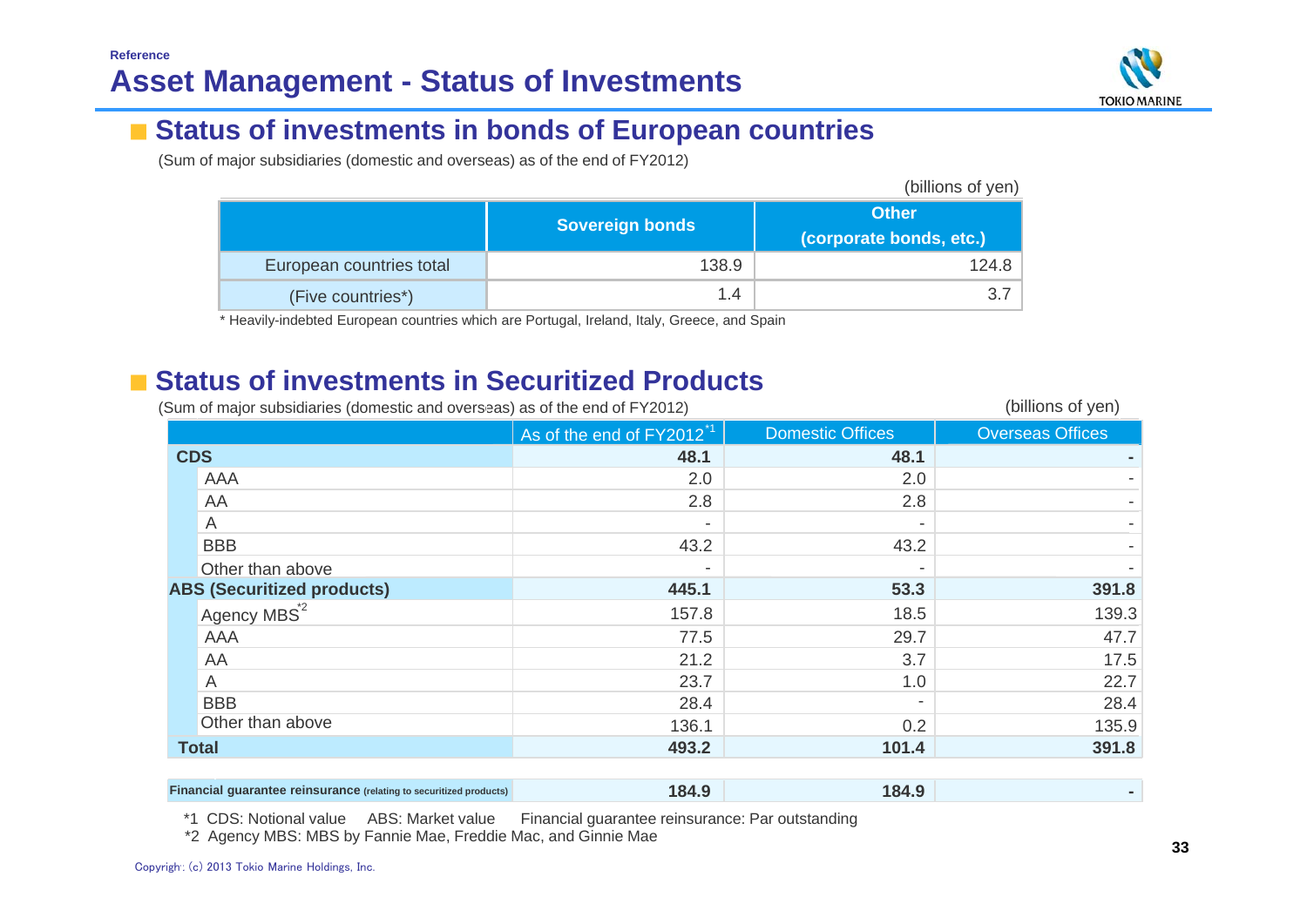Reference

# Asset Management - Status of Investments

## Status of investments in bonds of European countries

(Sum of major subsidiaries (domestic and overseas) as of the end of FY2012)

(billions of yen)

| | Sovereign bonds | Other (corporate bonds, etc.) |
|---|---|---|
| European countries total | 138.9 | 124.8 |
| (Five countries*) | 1.4 | 3.7 |

* Heavily-indebted European countries which are Portugal, Ireland, Italy, Greece, and Spain

## Status of investments in Securitized Products

(Sum of major subsidiaries (domestic and overseas) as of the end of FY2012)

(billions of yen)

| | As of the end of FY2012*1 | Domestic Offices | Overseas Offices |
|---|---|---|---|
| **CDS** | **48.1** | **48.1** | **-** |
| AAA | 2.0 | 2.0 | - |
| AA | 2.8 | 2.8 | - |
| A | - | - | - |
| BBB | 43.2 | 43.2 | - |
| Other than above | - | - | - |
| **ABS (Securitized products)** | **445.1** | **53.3** | **391.8** |
| Agency MBS*2 | 157.8 | 18.5 | 139.3 |
| AAA | 77.5 | 29.7 | 47.7 |
| AA | 21.2 | 3.7 | 17.5 |
| A | 23.7 | 1.0 | 22.7 |
| BBB | 28.4 | - | 28.4 |
| Other than above | 136.1 | 0.2 | 135.9 |
| **Total** | **493.2** | **101.4** | **391.8** |
| **Financial guarantee reinsurance** (relating to securitized products) | **184.9** | **184.9** | **-** |

*1 CDS: Notional value ABS: Market value Financial guarantee reinsurance: Par outstanding

*2 Agency MBS: MBS by Fannie Mae, Freddie Mac, and Ginnie Mae

Copyright (c) 2013 Tokio Marine Holdings, Inc.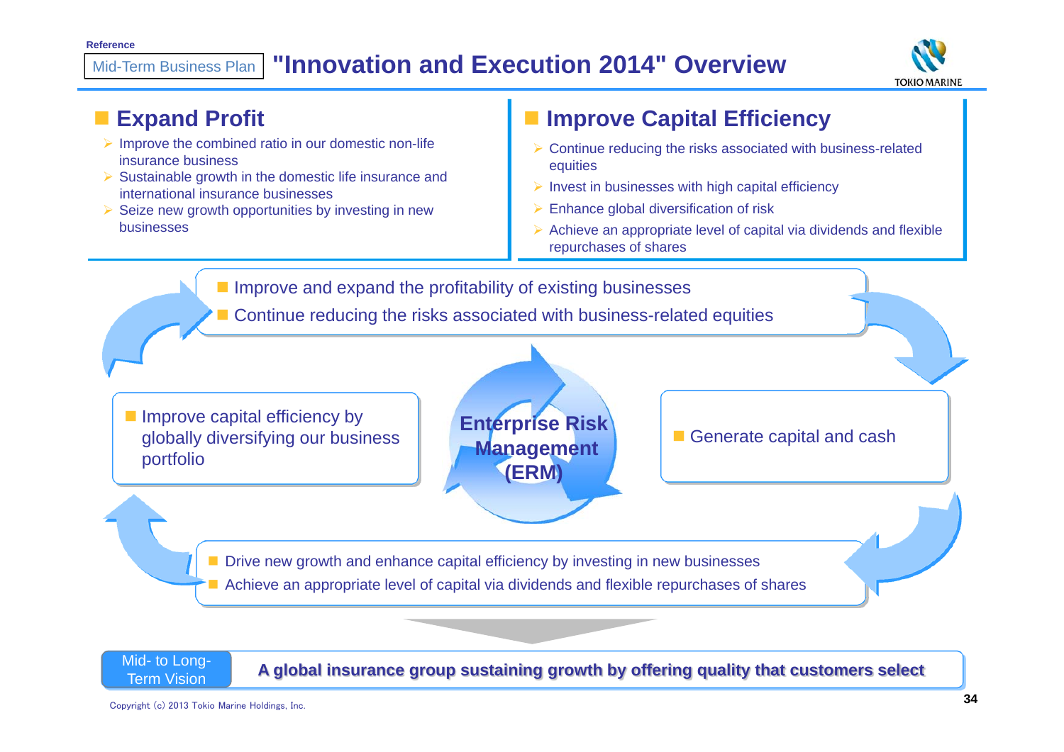Reference

# Mid-Term Business Plan "Innovation and Execution 2014" Overview

## Expand Profit

- Improve the combined ratio in our domestic non-life insurance business
- Sustainable growth in the domestic life insurance and international insurance businesses
- Seize new growth opportunities by investing in new businesses

## Improve Capital Efficiency

- Continue reducing the risks associated with business-related equities
- Invest in businesses with high capital efficiency
- Enhance global diversification of risk
- Achieve an appropriate level of capital via dividends and flexible repurchases of shares

---

- Improve and expand the profitability of existing businesses
- Continue reducing the risks associated with business-related equities

- Generate capital and cash

**Enterprise Risk Management (ERM)**

- Drive new growth and enhance capital efficiency by investing in new businesses
- Achieve an appropriate level of capital via dividends and flexible repurchases of shares

- Improve capital efficiency by globally diversifying our business portfolio

---

Mid- to Long-Term Vision: **A global insurance group sustaining growth by offering quality that customers select**

Copyright (c) 2013 Tokio Marine Holdings, Inc.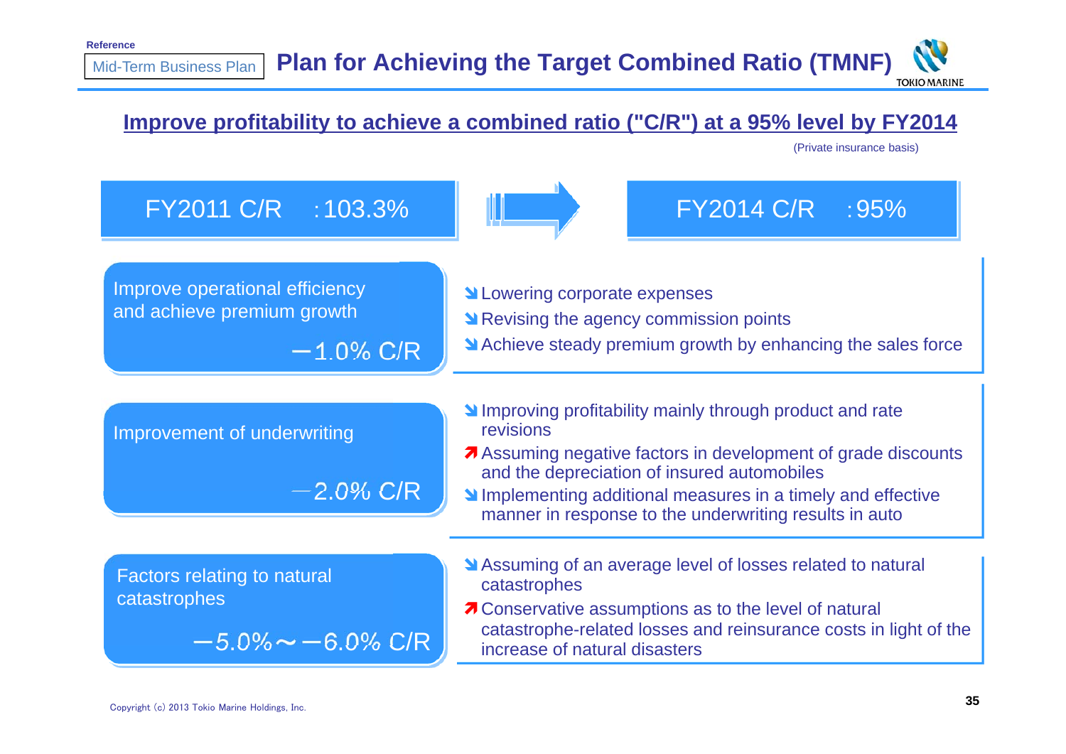Reference

Mid-Term Business Plan

# Plan for Achieving the Target Combined Ratio (TMNF)

## Improve profitability to achieve a combined ratio ("C/R") at a 95% level by FY2014

(Private insurance basis)

**FY2011 C/R : 103.3%** → **FY2014 C/R : 95%**

### Improve operational efficiency and achieve premium growth

**－1.0% C/R**

- ↘ Lowering corporate expenses
- ↘ Revising the agency commission points
- ↘ Achieve steady premium growth by enhancing the sales force

### Improvement of underwriting

**－2.0% C/R**

- ↘ Improving profitability mainly through product and rate revisions
- ↗ Assuming negative factors in development of grade discounts and the depreciation of insured automobiles
- ↘ Implementing additional measures in a timely and effective manner in response to the underwriting results in auto

### Factors relating to natural catastrophes

**－5.0%～－6.0% C/R**

- ↘ Assuming of an average level of losses related to natural catastrophes
- ↗ Conservative assumptions as to the level of natural catastrophe-related losses and reinsurance costs in light of the increase of natural disasters

Copyright (c) 2013 Tokio Marine Holdings, Inc.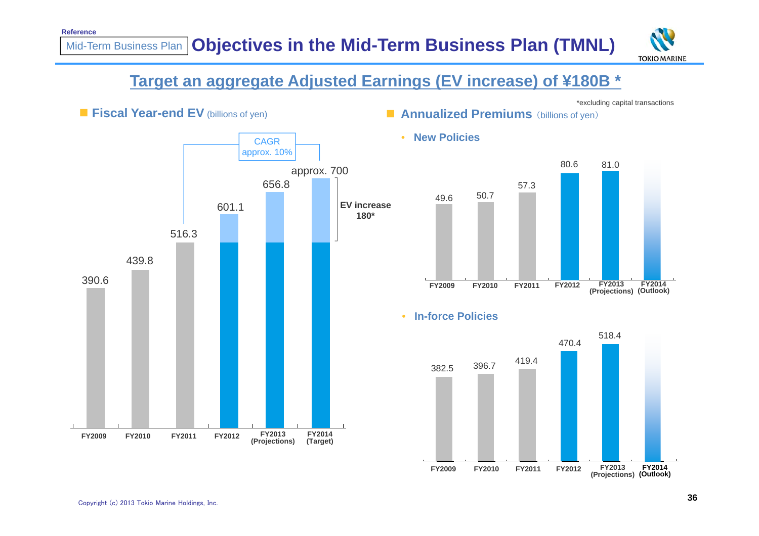Reference

Mid-Term Business Plan

# Objectives in the Mid-Term Business Plan (TMNL)

## Target an aggregate Adjusted Earnings (EV increase) of ¥180B *

*excluding capital transactions

### Fiscal Year-end EV (billions of yen)

| FY2009 | FY2010 | FY2011 | FY2012 | FY2013 (Projections) | FY2014 (Target) |
|---|---|---|---|---|---|
| 390.6 | 439.8 | 516.3 | 601.1 | 656.8 | approx. 700 |

CAGR approx. 10% (FY2011 to FY2014)

EV increase 180*

### Annualized Premiums (billions of yen)

- **New Policies**

| FY2009 | FY2010 | FY2011 | FY2012 | FY2013 (Projections) | FY2014 (Outlook) |
|---|---|---|---|---|---|
| 49.6 | 50.7 | 57.3 | 80.6 | 81.0 | |

- **In-force Policies**

| FY2009 | FY2010 | FY2011 | FY2012 | FY2013 (Projections) | FY2014 (Outlook) |
|---|---|---|---|---|---|
| 382.5 | 396.7 | 419.4 | 470.4 | 518.4 | |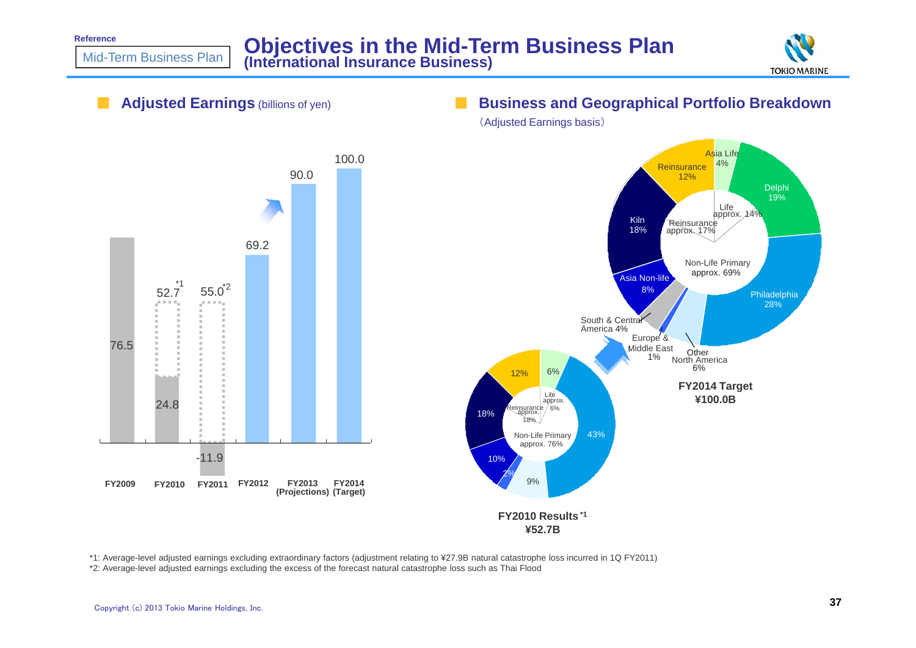Reference

Mid-Term Business Plan

# Objectives in the Mid-Term Business Plan (International Insurance Business)

## Adjusted Earnings (billions of yen)

| Fiscal Year | Adjusted Earnings |
|---|---|
| FY2009 | 76.5 |
| FY2010 | 24.8 (52.7*1) |
| FY2011 | -11.9 (55.0*2) |
| FY2012 | 69.2 |
| FY2013 (Projections) | 90.0 |
| FY2014 (Target) | 100.0 |

## Business and Geographical Portfolio Breakdown

(Adjusted Earnings basis)

**FY2014 Target ¥100.0B**

| Segment | Share |
|---|---|
| Philadelphia | 28% |
| Other North America | 6% |
| Europe & Middle East | 1% |
| South & Central America | 4% |
| Asia Non-life | 8% |
| Kiln | 18% |
| Reinsurance | 12% |
| Asia Life | 4% |
| Delphi | 19% |

Non-Life Primary approx. 69% / Reinsurance approx. 17% / Life approx. 14%

**FY2010 Results*1 ¥52.7B**

| Segment | Share |
|---|---|
| Philadelphia | 43% |
| Other North America | 9% |
| Europe & Middle East | 2% |
| Asia Non-life | 10% |
| Kiln | 18% |
| Reinsurance | 12% |
| Asia Life | 6% |

Non-Life Primary approx. 76% / Reinsurance approx. 18% / Life approx. 6%

*1: Average-level adjusted earnings excluding extraordinary factors (adjustment relating to ¥27.9B natural catastrophe loss incurred in 1Q FY2011)

*2: Average-level adjusted earnings excluding the excess of the forecast natural catastrophe loss such as Thai Flood

Copyright (c) 2013 Tokio Marine Holdings, Inc.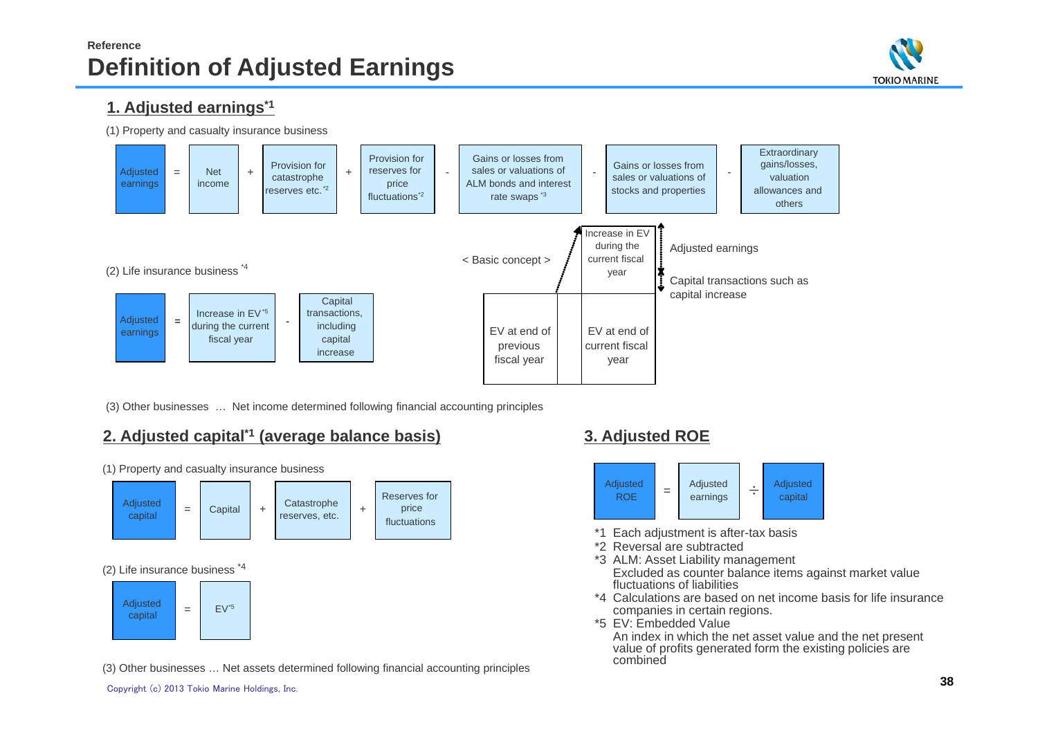Reference

# Definition of Adjusted Earnings

## 1. Adjusted earnings*1

(1) Property and casualty insurance business

Adjusted earnings = Net income + Provision for catastrophe reserves etc.*2 + Provision for reserves for price fluctuations*2 - Gains or losses from sales or valuations of ALM bonds and interest rate swaps *3 - Gains or losses from sales or valuations of stocks and properties - Extraordinary gains/losses, valuation allowances and others

(2) Life insurance business *4

Adjusted earnings = Increase in EV*5 during the current fiscal year - Capital transactions, including capital increase

< Basic concept >

| EV at end of previous fiscal year | EV at end of current fiscal year |
|---|---|

- Increase in EV during the current fiscal year
  - Adjusted earnings
  - Capital transactions such as capital increase

(3) Other businesses … Net income determined following financial accounting principles

## 2. Adjusted capital*1 (average balance basis)

(1) Property and casualty insurance business

Adjusted capital = Capital + Catastrophe reserves, etc. + Reserves for price fluctuations

(2) Life insurance business *4

Adjusted capital = EV*5

(3) Other businesses … Net assets determined following financial accounting principles

## 3. Adjusted ROE

Adjusted ROE = Adjusted earnings ÷ Adjusted capital

*1 Each adjustment is after-tax basis
*2 Reversal are subtracted
*3 ALM: Asset Liability management
Excluded as counter balance items against market value fluctuations of liabilities
*4 Calculations are based on net income basis for life insurance companies in certain regions.
*5 EV: Embedded Value
An index in which the net asset value and the net present value of profits generated form the existing policies are combined

Copyright (c) 2013 Tokio Marine Holdings, Inc.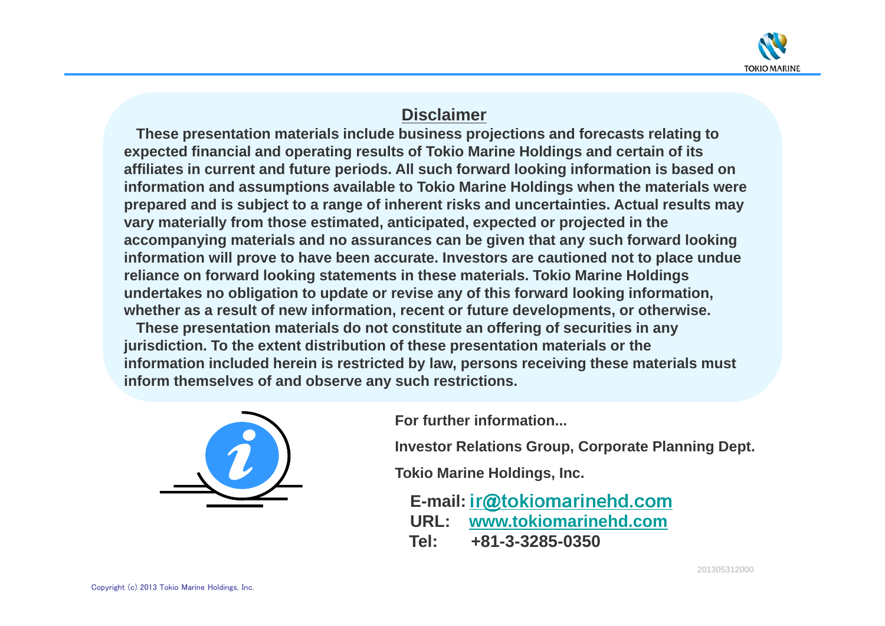## Disclaimer

These presentation materials include business projections and forecasts relating to expected financial and operating results of Tokio Marine Holdings and certain of its affiliates in current and future periods. All such forward looking information is based on information and assumptions available to Tokio Marine Holdings when the materials were prepared and is subject to a range of inherent risks and uncertainties. Actual results may vary materially from those estimated, anticipated, expected or projected in the accompanying materials and no assurances can be given that any such forward looking information will prove to have been accurate. Investors are cautioned not to place undue reliance on forward looking statements in these materials. Tokio Marine Holdings undertakes no obligation to update or revise any of this forward looking information, whether as a result of new information, recent or future developments, or otherwise.

These presentation materials do not constitute an offering of securities in any jurisdiction. To the extent distribution of these presentation materials or the information included herein is restricted by law, persons receiving these materials must inform themselves of and observe any such restrictions.

**For further information...**

**Investor Relations Group, Corporate Planning Dept.**

**Tokio Marine Holdings, Inc.**

**E-mail:** ir@tokiomarinehd.com
**URL:** www.tokiomarinehd.com
**Tel:** +81-3-3285-0350

201305312000

Copyright (c) 2013 Tokio Marine Holdings, Inc.